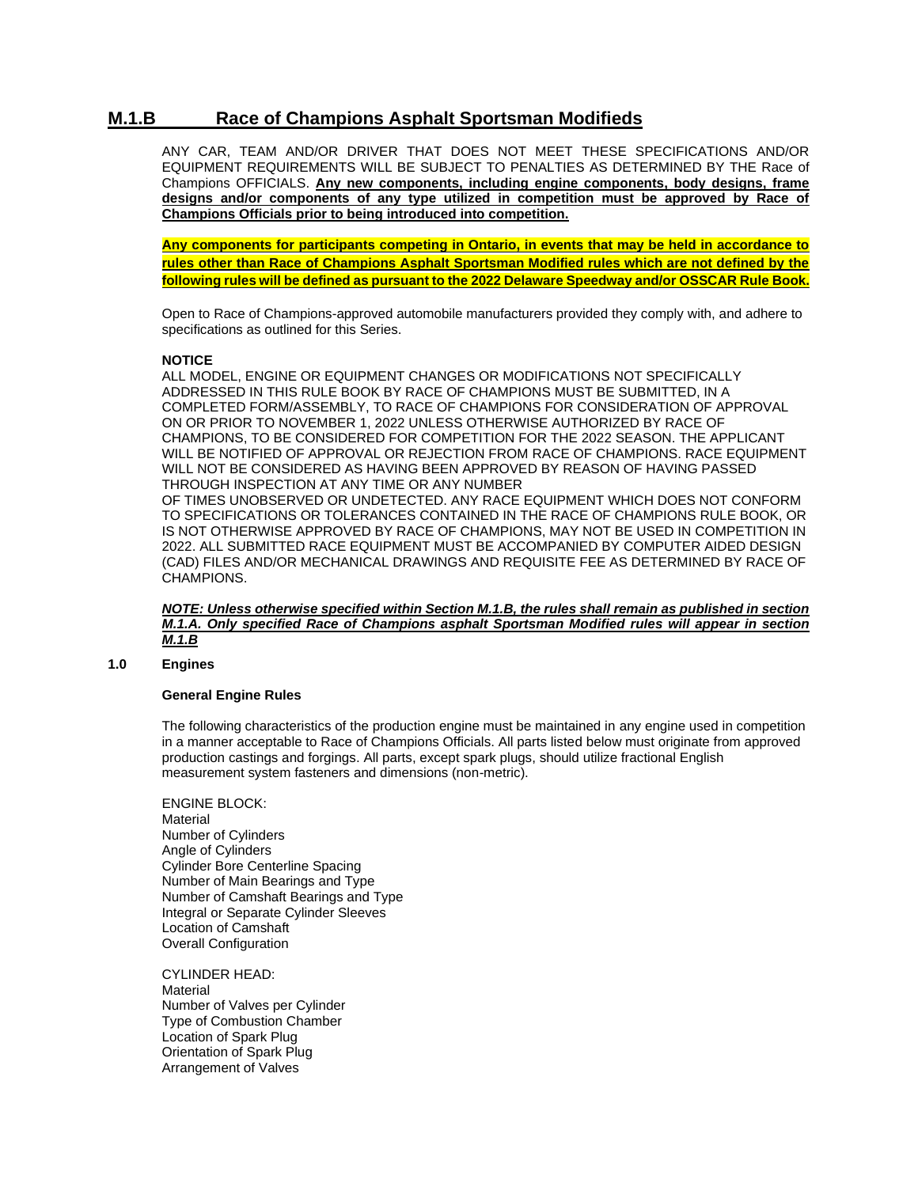# M.1.B Race of Champions Asphalt Sportsman Modifieds

ANY CAR, TEAM AND/OR DRIVER THAT DOES NOT MEET THESE SPECIFICATIONS AND/OR EQUIPMENT REQUIREMENTS WILL BE SUBJECT TO PENALTIES AS DETERMINED BY THE Race of Champions OFFICIALS. **Any new components, including engine components, body designs, frame designs and/or components of any type utilized in competition must be approved by Race of Champions Officials prior to being introduced into competition.**

**Any components for participants competing in Ontario, in events that may be held in accordance to rules other than Race of Champions Asphalt Sportsman Modified rules which are not defined by the following rules will be defined as pursuant to the 2022 Delaware Speedway and/or OSSCAR Rule Book.**

Open to Race of Champions-approved automobile manufacturers provided they comply with, and adhere to specifications as outlined for this Series.

**NOTICE**

ALL MODEL, ENGINE OR EQUIPMENT CHANGES OR MODIFICATIONS NOT SPECIFICALLY ADDRESSED IN THIS RULE BOOK BY RACE OF CHAMPIONS MUST BE SUBMITTED, IN A COMPLETED FORM/ASSEMBLY, TO RACE OF CHAMPIONS FOR CONSIDERATION OF APPROVAL ON OR PRIOR TO NOVEMBER 1, 2022 UNLESS OTHERWISE AUTHORIZED BY RACE OF CHAMPIONS, TO BE CONSIDERED FOR COMPETITION FOR THE 2022 SEASON. THE APPLICANT WILL BE NOTIFIED OF APPROVAL OR REJECTION FROM RACE OF CHAMPIONS. RACE EQUIPMENT WILL NOT BE CONSIDERED AS HAVING BEEN APPROVED BY REASON OF HAVING PASSED THROUGH INSPECTION AT ANY TIME OR ANY NUMBER OF TIMES UNOBSERVED OR UNDETECTED. ANY RACE EQUIPMENT WHICH DOES NOT CONFORM TO SPECIFICATIONS OR TOLERANCES CONTAINED IN THE RACE OF CHAMPIONS RULE BOOK, OR IS NOT OTHERWISE APPROVED BY RACE OF CHAMPIONS, MAY NOT BE USED IN COMPETITION IN 2022. ALL SUBMITTED RACE EQUIPMENT MUST BE ACCOMPANIED BY COMPUTER AIDED DESIGN (CAD) FILES AND/OR MECHANICAL DRAWINGS AND REQUISITE FEE AS DETERMINED BY RACE OF CHAMPIONS.

***NOTE: Unless otherwise specified within Section M.1.B, the rules shall remain as published in section M.1.A. Only specified Race of Champions asphalt Sportsman Modified rules will appear in section M.1.B***

## 1.0 Engines

### General Engine Rules

The following characteristics of the production engine must be maintained in any engine used in competition in a manner acceptable to Race of Champions Officials. All parts listed below must originate from approved production castings and forgings. All parts, except spark plugs, should utilize fractional English measurement system fasteners and dimensions (non-metric).

ENGINE BLOCK:
Material
Number of Cylinders
Angle of Cylinders
Cylinder Bore Centerline Spacing
Number of Main Bearings and Type
Number of Camshaft Bearings and Type
Integral or Separate Cylinder Sleeves
Location of Camshaft
Overall Configuration

CYLINDER HEAD:
Material
Number of Valves per Cylinder
Type of Combustion Chamber
Location of Spark Plug
Orientation of Spark Plug
Arrangement of Valves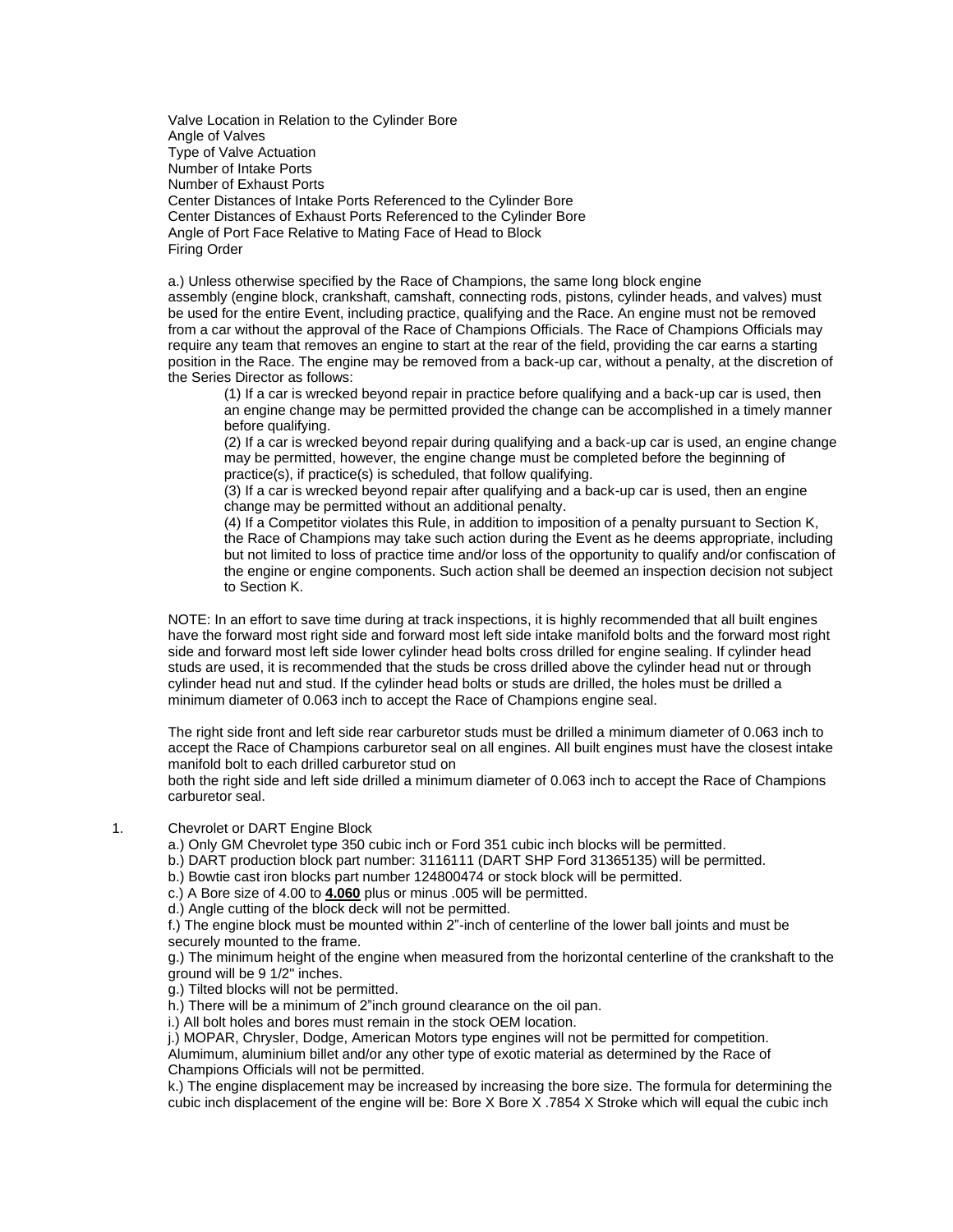Valve Location in Relation to the Cylinder Bore
Angle of Valves
Type of Valve Actuation
Number of Intake Ports
Number of Exhaust Ports
Center Distances of Intake Ports Referenced to the Cylinder Bore
Center Distances of Exhaust Ports Referenced to the Cylinder Bore
Angle of Port Face Relative to Mating Face of Head to Block
Firing Order

a.) Unless otherwise specified by the Race of Champions, the same long block engine assembly (engine block, crankshaft, camshaft, connecting rods, pistons, cylinder heads, and valves) must be used for the entire Event, including practice, qualifying and the Race. An engine must not be removed from a car without the approval of the Race of Champions Officials. The Race of Champions Officials may require any team that removes an engine to start at the rear of the field, providing the car earns a starting position in the Race. The engine may be removed from a back-up car, without a penalty, at the discretion of the Series Director as follows:

(1) If a car is wrecked beyond repair in practice before qualifying and a back-up car is used, then an engine change may be permitted provided the change can be accomplished in a timely manner before qualifying.
(2) If a car is wrecked beyond repair during qualifying and a back-up car is used, an engine change may be permitted, however, the engine change must be completed before the beginning of practice(s), if practice(s) is scheduled, that follow qualifying.
(3) If a car is wrecked beyond repair after qualifying and a back-up car is used, then an engine change may be permitted without an additional penalty.
(4) If a Competitor violates this Rule, in addition to imposition of a penalty pursuant to Section K, the Race of Champions may take such action during the Event as he deems appropriate, including but not limited to loss of practice time and/or loss of the opportunity to qualify and/or confiscation of the engine or engine components. Such action shall be deemed an inspection decision not subject to Section K.

NOTE: In an effort to save time during at track inspections, it is highly recommended that all built engines have the forward most right side and forward most left side intake manifold bolts and the forward most right side and forward most left side lower cylinder head bolts cross drilled for engine sealing. If cylinder head studs are used, it is recommended that the studs be cross drilled above the cylinder head nut or through cylinder head nut and stud. If the cylinder head bolts or studs are drilled, the holes must be drilled a minimum diameter of 0.063 inch to accept the Race of Champions engine seal.

The right side front and left side rear carburetor studs must be drilled a minimum diameter of 0.063 inch to accept the Race of Champions carburetor seal on all engines. All built engines must have the closest intake manifold bolt to each drilled carburetor stud on both the right side and left side drilled a minimum diameter of 0.063 inch to accept the Race of Champions carburetor seal.

1. Chevrolet or DART Engine Block

a.) Only GM Chevrolet type 350 cubic inch or Ford 351 cubic inch blocks will be permitted.
b.) DART production block part number: 3116111 (DART SHP Ford 31365135) will be permitted.
b.) Bowtie cast iron blocks part number 124800474 or stock block will be permitted.
c.) A Bore size of 4.00 to **4.060** plus or minus .005 will be permitted.
d.) Angle cutting of the block deck will not be permitted.
f.) The engine block must be mounted within 2"-inch of centerline of the lower ball joints and must be securely mounted to the frame.
g.) The minimum height of the engine when measured from the horizontal centerline of the crankshaft to the ground will be 9 1/2" inches.
g.) Tilted blocks will not be permitted.
h.) There will be a minimum of 2"inch ground clearance on the oil pan.
i.) All bolt holes and bores must remain in the stock OEM location.
j.) MOPAR, Chrysler, Dodge, American Motors type engines will not be permitted for competition. Alumimum, aluminium billet and/or any other type of exotic material as determined by the Race of Champions Officials will not be permitted.
k.) The engine displacement may be increased by increasing the bore size. The formula for determining the cubic inch displacement of the engine will be: Bore X Bore X .7854 X Stroke which will equal the cubic inch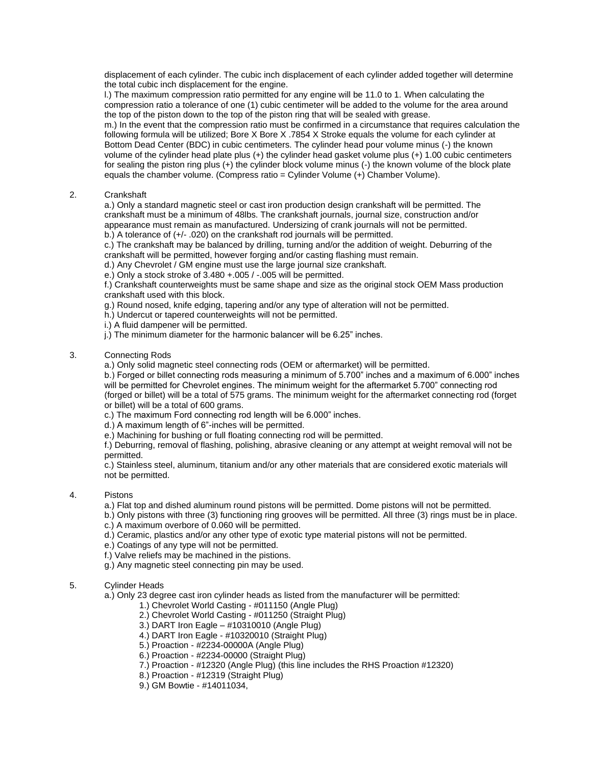displacement of each cylinder. The cubic inch displacement of each cylinder added together will determine the total cubic inch displacement for the engine.

l.) The maximum compression ratio permitted for any engine will be 11.0 to 1. When calculating the compression ratio a tolerance of one (1) cubic centimeter will be added to the volume for the area around the top of the piston down to the top of the piston ring that will be sealed with grease.

m.) In the event that the compression ratio must be confirmed in a circumstance that requires calculation the following formula will be utilized; Bore X Bore X .7854 X Stroke equals the volume for each cylinder at Bottom Dead Center (BDC) in cubic centimeters. The cylinder head pour volume minus (-) the known volume of the cylinder head plate plus (+) the cylinder head gasket volume plus (+) 1.00 cubic centimeters for sealing the piston ring plus (+) the cylinder block volume minus (-) the known volume of the block plate equals the chamber volume. (Compress ratio = Cylinder Volume (+) Chamber Volume).

2. Crankshaft

a.) Only a standard magnetic steel or cast iron production design crankshaft will be permitted. The crankshaft must be a minimum of 48lbs. The crankshaft journals, journal size, construction and/or appearance must remain as manufactured. Undersizing of crank journals will not be permitted.

b.) A tolerance of (+/- .020) on the crankshaft rod journals will be permitted.

c.) The crankshaft may be balanced by drilling, turning and/or the addition of weight. Deburring of the crankshaft will be permitted, however forging and/or casting flashing must remain.

d.) Any Chevrolet / GM engine must use the large journal size crankshaft.

e.) Only a stock stroke of 3.480 +.005 / -.005 will be permitted.

f.) Crankshaft counterweights must be same shape and size as the original stock OEM Mass production crankshaft used with this block.

g.) Round nosed, knife edging, tapering and/or any type of alteration will not be permitted.

h.) Undercut or tapered counterweights will not be permitted.

i.) A fluid dampener will be permitted.

j.) The minimum diameter for the harmonic balancer will be 6.25" inches.

3. Connecting Rods

a.) Only solid magnetic steel connecting rods (OEM or aftermarket) will be permitted.

b.) Forged or billet connecting rods measuring a minimum of 5.700" inches and a maximum of 6.000" inches will be permitted for Chevrolet engines. The minimum weight for the aftermarket 5.700" connecting rod (forged or billet) will be a total of 575 grams. The minimum weight for the aftermarket connecting rod (forget or billet) will be a total of 600 grams.

c.) The maximum Ford connecting rod length will be 6.000" inches.

d.) A maximum length of 6"-inches will be permitted.

e.) Machining for bushing or full floating connecting rod will be permitted.

f.) Deburring, removal of flashing, polishing, abrasive cleaning or any attempt at weight removal will not be permitted.

c.) Stainless steel, aluminum, titanium and/or any other materials that are considered exotic materials will not be permitted.

4. Pistons

a.) Flat top and dished aluminum round pistons will be permitted. Dome pistons will not be permitted.

b.) Only pistons with three (3) functioning ring grooves will be permitted. All three (3) rings must be in place.

c.) A maximum overbore of 0.060 will be permitted.

d.) Ceramic, plastics and/or any other type of exotic type material pistons will not be permitted.

e.) Coatings of any type will not be permitted.

f.) Valve reliefs may be machined in the pistions.

g.) Any magnetic steel connecting pin may be used.

5. Cylinder Heads

a.) Only 23 degree cast iron cylinder heads as listed from the manufacturer will be permitted:

1.) Chevrolet World Casting - #011150 (Angle Plug)
2.) Chevrolet World Casting - #011250 (Straight Plug)
3.) DART Iron Eagle – #10310010 (Angle Plug)
4.) DART Iron Eagle - #10320010 (Straight Plug)
5.) Proaction - #2234-00000A (Angle Plug)
6.) Proaction - #2234-00000 (Straight Plug)
7.) Proaction - #12320 (Angle Plug) (this line includes the RHS Proaction #12320)
8.) Proaction - #12319 (Straight Plug)
9.) GM Bowtie - #14011034,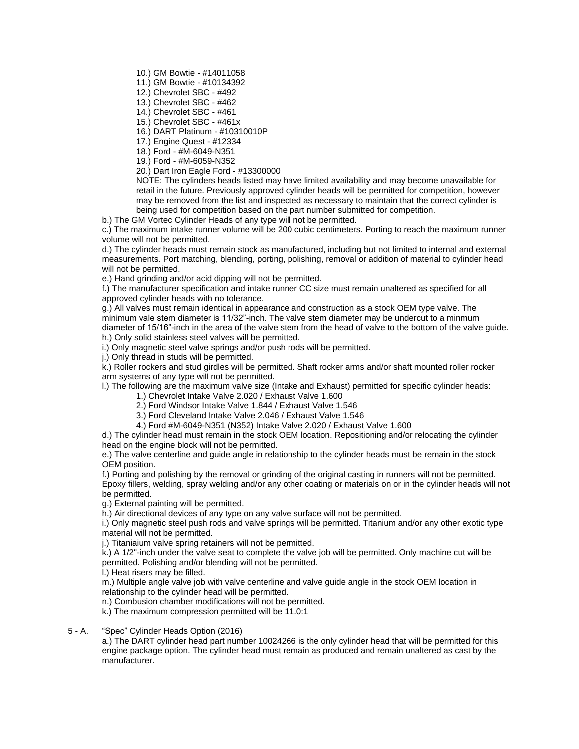10.) GM Bowtie - #14011058
11.) GM Bowtie - #10134392
12.) Chevrolet SBC - #492
13.) Chevrolet SBC - #462
14.) Chevrolet SBC - #461
15.) Chevrolet SBC - #461x
16.) DART Platinum - #10310010P
17.) Engine Quest - #12334
18.) Ford - #M-6049-N351
19.) Ford - #M-6059-N352
20.) Dart Iron Eagle Ford - #13300000

NOTE: The cylinders heads listed may have limited availability and may become unavailable for retail in the future. Previously approved cylinder heads will be permitted for competition, however may be removed from the list and inspected as necessary to maintain that the correct cylinder is being used for competition based on the part number submitted for competition.

b.) The GM Vortec Cylinder Heads of any type will not be permitted.

c.) The maximum intake runner volume will be 200 cubic centimeters. Porting to reach the maximum runner volume will not be permitted.

d.) The cylinder heads must remain stock as manufactured, including but not limited to internal and external measurements. Port matching, blending, porting, polishing, removal or addition of material to cylinder head will not be permitted.

e.) Hand grinding and/or acid dipping will not be permitted.

f.) The manufacturer specification and intake runner CC size must remain unaltered as specified for all approved cylinder heads with no tolerance.

g.) All valves must remain identical in appearance and construction as a stock OEM type valve. The minimum vale stem diameter is 11/32"-inch. The valve stem diameter may be undercut to a minmum diameter of 15/16"-inch in the area of the valve stem from the head of valve to the bottom of the valve guide.

h.) Only solid stainless steel valves will be permitted.

i.) Only magnetic steel valve springs and/or push rods will be permitted.

j.) Only thread in studs will be permitted.

k.) Roller rockers and stud girdles will be permitted. Shaft rocker arms and/or shaft mounted roller rocker arm systems of any type will not be permitted.

l.) The following are the maximum valve size (Intake and Exhaust) permitted for specific cylinder heads:

1.) Chevrolet Intake Valve 2.020 / Exhaust Valve 1.600
2.) Ford Windsor Intake Valve 1.844 / Exhaust Valve 1.546
3.) Ford Cleveland Intake Valve 2.046 / Exhaust Valve 1.546
4.) Ford #M-6049-N351 (N352) Intake Valve 2.020 / Exhaust Valve 1.600

d.) The cylinder head must remain in the stock OEM location. Repositioning and/or relocating the cylinder head on the engine block will not be permitted.

e.) The valve centerline and guide angle in relationship to the cylinder heads must be remain in the stock OEM position.

f.) Porting and polishing by the removal or grinding of the original casting in runners will not be permitted. Epoxy fillers, welding, spray welding and/or any other coating or materials on or in the cylinder heads will not be permitted.

g.) External painting will be permitted.

h.) Air directional devices of any type on any valve surface will not be permitted.

i.) Only magnetic steel push rods and valve springs will be permitted. Titanium and/or any other exotic type material will not be permitted.

j.) Titaniaium valve spring retainers will not be permitted.

k.) A 1/2"-inch under the valve seat to complete the valve job will be permitted. Only machine cut will be permitted. Polishing and/or blending will not be permitted.

l.) Heat risers may be filled.

m.) Multiple angle valve job with valve centerline and valve guide angle in the stock OEM location in relationship to the cylinder head will be permitted.

n.) Combustion chamber modifications will not be permitted.

k.) The maximum compression permitted will be 11.0:1

5 - A. "Spec" Cylinder Heads Option (2016)

a.) The DART cylinder head part number 10024266 is the only cylinder head that will be permitted for this engine package option. The cylinder head must remain as produced and remain unaltered as cast by the manufacturer.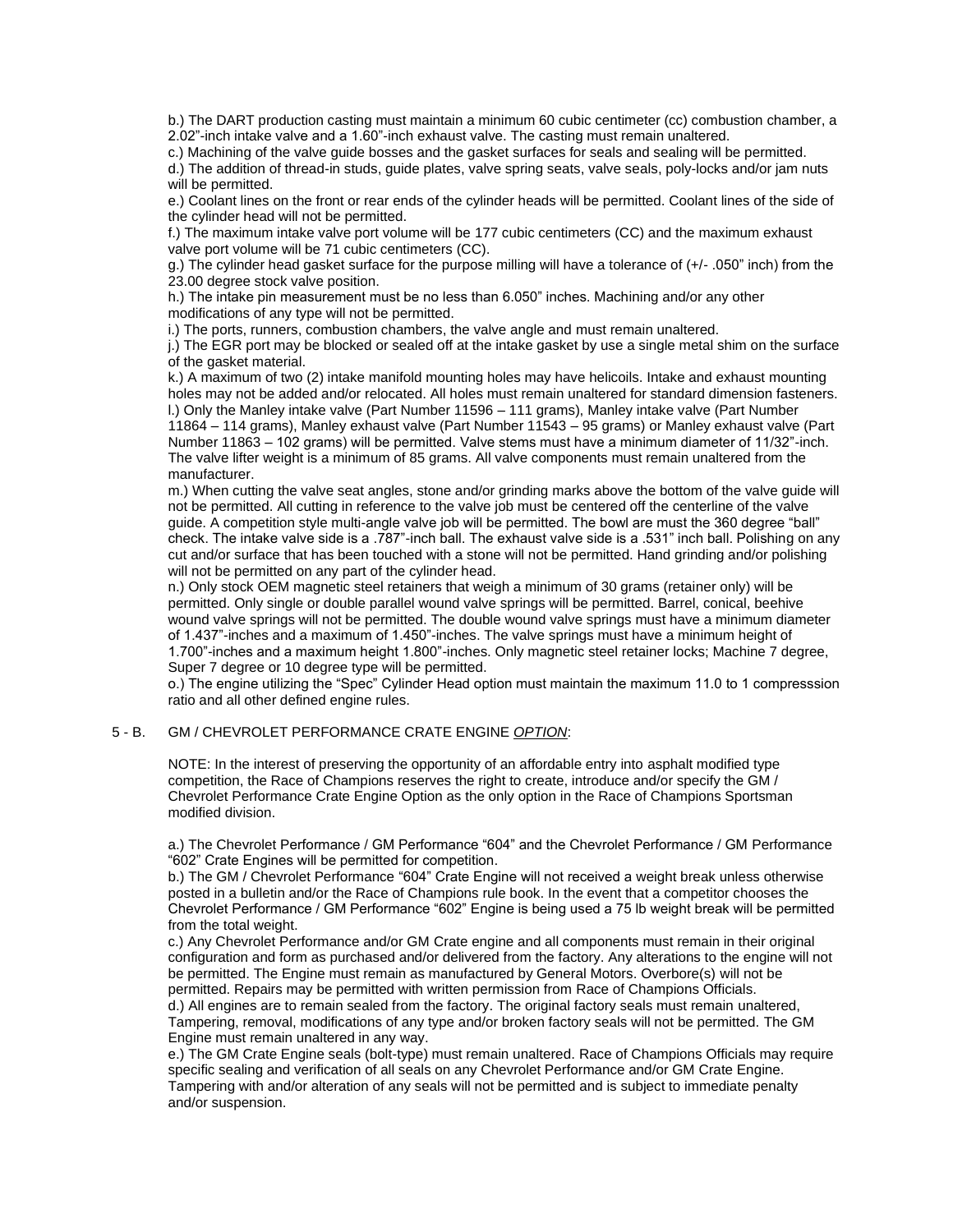b.) The DART production casting must maintain a minimum 60 cubic centimeter (cc) combustion chamber, a 2.02"-inch intake valve and a 1.60"-inch exhaust valve. The casting must remain unaltered.

c.) Machining of the valve guide bosses and the gasket surfaces for seals and sealing will be permitted.

d.) The addition of thread-in studs, guide plates, valve spring seats, valve seals, poly-locks and/or jam nuts will be permitted.

e.) Coolant lines on the front or rear ends of the cylinder heads will be permitted. Coolant lines of the side of the cylinder head will not be permitted.

f.) The maximum intake valve port volume will be 177 cubic centimeters (CC) and the maximum exhaust valve port volume will be 71 cubic centimeters (CC).

g.) The cylinder head gasket surface for the purpose milling will have a tolerance of (+/- .050" inch) from the 23.00 degree stock valve position.

h.) The intake pin measurement must be no less than 6.050" inches. Machining and/or any other modifications of any type will not be permitted.

i.) The ports, runners, combustion chambers, the valve angle and must remain unaltered.

j.) The EGR port may be blocked or sealed off at the intake gasket by use a single metal shim on the surface of the gasket material.

k.) A maximum of two (2) intake manifold mounting holes may have helicoils. Intake and exhaust mounting holes may not be added and/or relocated. All holes must remain unaltered for standard dimension fasteners.

l.) Only the Manley intake valve (Part Number 11596 – 111 grams), Manley intake valve (Part Number 11864 – 114 grams), Manley exhaust valve (Part Number 11543 – 95 grams) or Manley exhaust valve (Part Number 11863 – 102 grams) will be permitted. Valve stems must have a minimum diameter of 11/32"-inch. The valve lifter weight is a minimum of 85 grams. All valve components must remain unaltered from the manufacturer.

m.) When cutting the valve seat angles, stone and/or grinding marks above the bottom of the valve guide will not be permitted. All cutting in reference to the valve job must be centered off the centerline of the valve guide. A competition style multi-angle valve job will be permitted. The bowl are must the 360 degree "ball" check. The intake valve side is a .787"-inch ball. The exhaust valve side is a .531" inch ball. Polishing on any cut and/or surface that has been touched with a stone will not be permitted. Hand grinding and/or polishing will not be permitted on any part of the cylinder head.

n.) Only stock OEM magnetic steel retainers that weigh a minimum of 30 grams (retainer only) will be permitted. Only single or double parallel wound valve springs will be permitted. Barrel, conical, beehive wound valve springs will not be permitted. The double wound valve springs must have a minimum diameter of 1.437"-inches and a maximum of 1.450"-inches. The valve springs must have a minimum height of 1.700"-inches and a maximum height 1.800"-inches. Only magnetic steel retainer locks; Machine 7 degree, Super 7 degree or 10 degree type will be permitted.

o.) The engine utilizing the "Spec" Cylinder Head option must maintain the maximum 11.0 to 1 compresssion ratio and all other defined engine rules.

## 5 - B. GM / CHEVROLET PERFORMANCE CRATE ENGINE *OPTION*:

NOTE: In the interest of preserving the opportunity of an affordable entry into asphalt modified type competition, the Race of Champions reserves the right to create, introduce and/or specify the GM / Chevrolet Performance Crate Engine Option as the only option in the Race of Champions Sportsman modified division.

a.) The Chevrolet Performance / GM Performance "604" and the Chevrolet Performance / GM Performance "602" Crate Engines will be permitted for competition.

b.) The GM / Chevrolet Performance "604" Crate Engine will not received a weight break unless otherwise posted in a bulletin and/or the Race of Champions rule book. In the event that a competitor chooses the Chevrolet Performance / GM Performance "602" Engine is being used a 75 lb weight break will be permitted from the total weight.

c.) Any Chevrolet Performance and/or GM Crate engine and all components must remain in their original configuration and form as purchased and/or delivered from the factory. Any alterations to the engine will not be permitted. The Engine must remain as manufactured by General Motors. Overbore(s) will not be permitted. Repairs may be permitted with written permission from Race of Champions Officials.

d.) All engines are to remain sealed from the factory. The original factory seals must remain unaltered, Tampering, removal, modifications of any type and/or broken factory seals will not be permitted. The GM Engine must remain unaltered in any way.

e.) The GM Crate Engine seals (bolt-type) must remain unaltered. Race of Champions Officials may require specific sealing and verification of all seals on any Chevrolet Performance and/or GM Crate Engine. Tampering with and/or alteration of any seals will not be permitted and is subject to immediate penalty and/or suspension.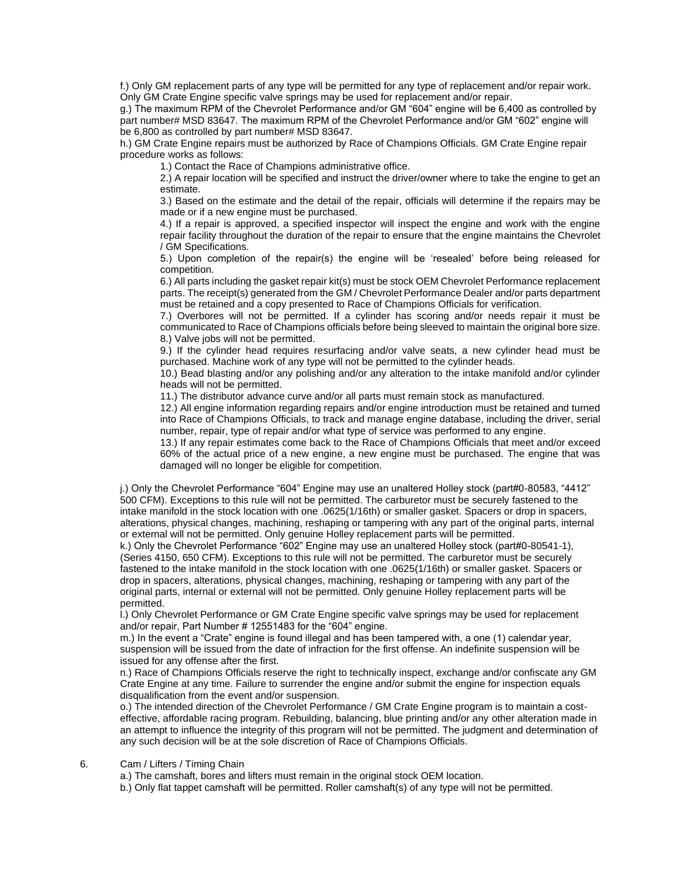f.) Only GM replacement parts of any type will be permitted for any type of replacement and/or repair work. Only GM Crate Engine specific valve springs may be used for replacement and/or repair.

g.) The maximum RPM of the Chevrolet Performance and/or GM "604" engine will be 6,400 as controlled by part number# MSD 83647. The maximum RPM of the Chevrolet Performance and/or GM "602" engine will be 6,800 as controlled by part number# MSD 83647.

h.) GM Crate Engine repairs must be authorized by Race of Champions Officials. GM Crate Engine repair procedure works as follows:

1.) Contact the Race of Champions administrative office.

2.) A repair location will be specified and instruct the driver/owner where to take the engine to get an estimate.

3.) Based on the estimate and the detail of the repair, officials will determine if the repairs may be made or if a new engine must be purchased.

4.) If a repair is approved, a specified inspector will inspect the engine and work with the engine repair facility throughout the duration of the repair to ensure that the engine maintains the Chevrolet / GM Specifications.

5.) Upon completion of the repair(s) the engine will be 'resealed' before being released for competition.

6.) All parts including the gasket repair kit(s) must be stock OEM Chevrolet Performance replacement parts. The receipt(s) generated from the GM / Chevrolet Performance Dealer and/or parts department must be retained and a copy presented to Race of Champions Officials for verification.

7.) Overbores will not be permitted. If a cylinder has scoring and/or needs repair it must be communicated to Race of Champions officials before being sleeved to maintain the original bore size.

8.) Valve jobs will not be permitted.

9.) If the cylinder head requires resurfacing and/or valve seats, a new cylinder head must be purchased. Machine work of any type will not be permitted to the cylinder heads.

10.) Bead blasting and/or any polishing and/or any alteration to the intake manifold and/or cylinder heads will not be permitted.

11.) The distributor advance curve and/or all parts must remain stock as manufactured.

12.) All engine information regarding repairs and/or engine introduction must be retained and turned into Race of Champions Officials, to track and manage engine database, including the driver, serial number, repair, type of repair and/or what type of service was performed to any engine.

13.) If any repair estimates come back to the Race of Champions Officials that meet and/or exceed 60% of the actual price of a new engine, a new engine must be purchased. The engine that was damaged will no longer be eligible for competition.

j.) Only the Chevrolet Performance "604" Engine may use an unaltered Holley stock (part#0-80583, "4412" 500 CFM). Exceptions to this rule will not be permitted. The carburetor must be securely fastened to the intake manifold in the stock location with one .0625(1/16th) or smaller gasket. Spacers or drop in spacers, alterations, physical changes, machining, reshaping or tampering with any part of the original parts, internal or external will not be permitted. Only genuine Holley replacement parts will be permitted.

k.) Only the Chevrolet Performance "602" Engine may use an unaltered Holley stock (part#0-80541-1), (Series 4150, 650 CFM). Exceptions to this rule will not be permitted. The carburetor must be securely fastened to the intake manifold in the stock location with one .0625(1/16th) or smaller gasket. Spacers or drop in spacers, alterations, physical changes, machining, reshaping or tampering with any part of the original parts, internal or external will not be permitted. Only genuine Holley replacement parts will be permitted.

l.) Only Chevrolet Performance or GM Crate Engine specific valve springs may be used for replacement and/or repair, Part Number # 12551483 for the "604" engine.

m.) In the event a "Crate" engine is found illegal and has been tampered with, a one (1) calendar year, suspension will be issued from the date of infraction for the first offense. An indefinite suspension will be issued for any offense after the first.

n.) Race of Champions Officials reserve the right to technically inspect, exchange and/or confiscate any GM Crate Engine at any time. Failure to surrender the engine and/or submit the engine for inspection equals disqualification from the event and/or suspension.

o.) The intended direction of the Chevrolet Performance / GM Crate Engine program is to maintain a cost-effective, affordable racing program. Rebuilding, balancing, blue printing and/or any other alteration made in an attempt to influence the integrity of this program will not be permitted. The judgment and determination of any such decision will be at the sole discretion of Race of Champions Officials.

6. Cam / Lifters / Timing Chain

a.) The camshaft, bores and lifters must remain in the original stock OEM location.

b.) Only flat tappet camshaft will be permitted. Roller camshaft(s) of any type will not be permitted.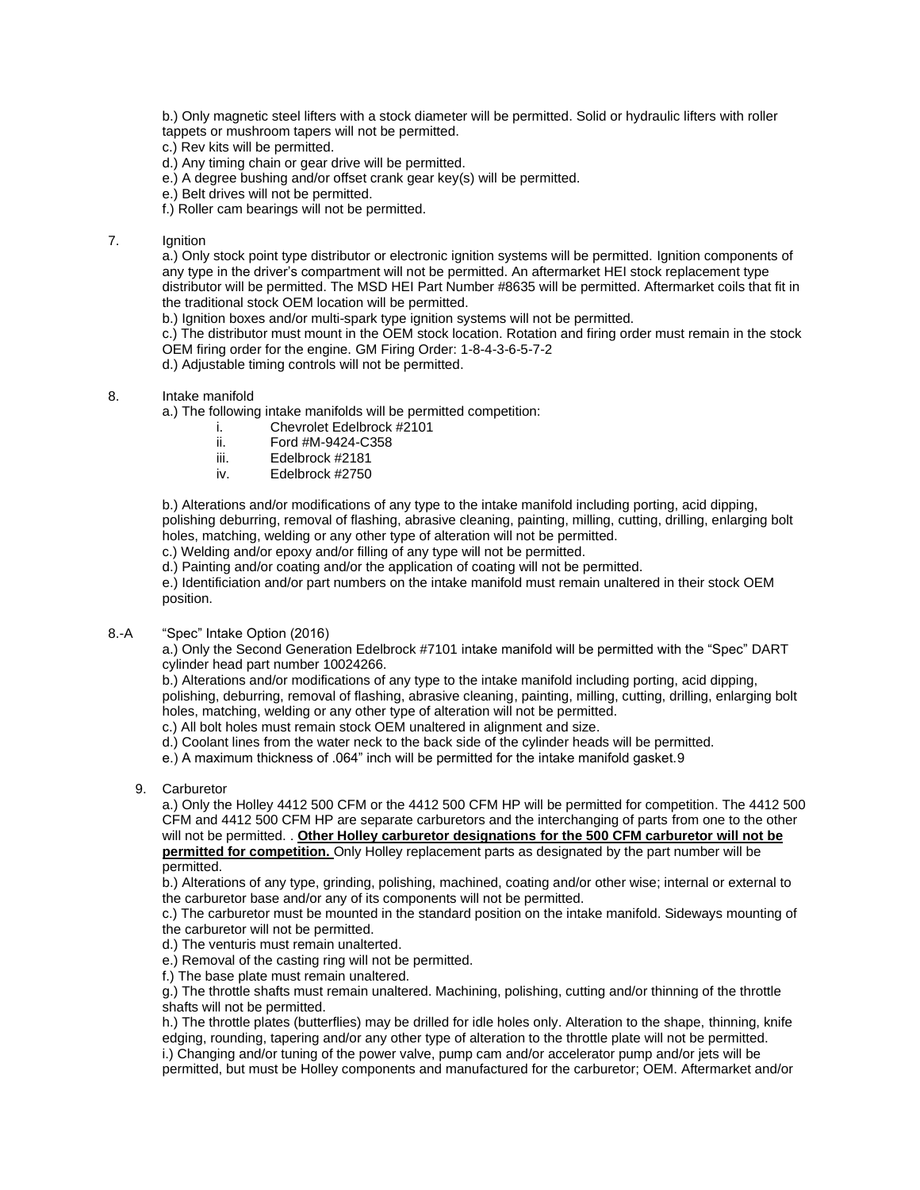b.) Only magnetic steel lifters with a stock diameter will be permitted. Solid or hydraulic lifters with roller tappets or mushroom tapers will not be permitted.
c.) Rev kits will be permitted.
d.) Any timing chain or gear drive will be permitted.
e.) A degree bushing and/or offset crank gear key(s) will be permitted.
e.) Belt drives will not be permitted.
f.) Roller cam bearings will not be permitted.

7. Ignition

a.) Only stock point type distributor or electronic ignition systems will be permitted. Ignition components of any type in the driver's compartment will not be permitted. An aftermarket HEI stock replacement type distributor will be permitted. The MSD HEI Part Number #8635 will be permitted. Aftermarket coils that fit in the traditional stock OEM location will be permitted.
b.) Ignition boxes and/or multi-spark type ignition systems will not be permitted.
c.) The distributor must mount in the OEM stock location. Rotation and firing order must remain in the stock OEM firing order for the engine. GM Firing Order: 1-8-4-3-6-5-7-2
d.) Adjustable timing controls will not be permitted.

8. Intake manifold

a.) The following intake manifolds will be permitted competition:

i. Chevrolet Edelbrock #2101
ii. Ford #M-9424-C358
iii. Edelbrock #2181
iv. Edelbrock #2750

b.) Alterations and/or modifications of any type to the intake manifold including porting, acid dipping, polishing deburring, removal of flashing, abrasive cleaning, painting, milling, cutting, drilling, enlarging bolt holes, matching, welding or any other type of alteration will not be permitted.
c.) Welding and/or epoxy and/or filling of any type will not be permitted.
d.) Painting and/or coating and/or the application of coating will not be permitted.
e.) Identificiation and/or part numbers on the intake manifold must remain unaltered in their stock OEM position.

8.-A "Spec" Intake Option (2016)

a.) Only the Second Generation Edelbrock #7101 intake manifold will be permitted with the "Spec" DART cylinder head part number 10024266.
b.) Alterations and/or modifications of any type to the intake manifold including porting, acid dipping, polishing, deburring, removal of flashing, abrasive cleaning, painting, milling, cutting, drilling, enlarging bolt holes, matching, welding or any other type of alteration will not be permitted.
c.) All bolt holes must remain stock OEM unaltered in alignment and size.
d.) Coolant lines from the water neck to the back side of the cylinder heads will be permitted.
e.) A maximum thickness of .064" inch will be permitted for the intake manifold gasket.9

9. Carburetor

a.) Only the Holley 4412 500 CFM or the 4412 500 CFM HP will be permitted for competition. The 4412 500 CFM and 4412 500 CFM HP are separate carburetors and the interchanging of parts from one to the other will not be permitted. . **Other Holley carburetor designations for the 500 CFM carburetor will not be permitted for competition.** Only Holley replacement parts as designated by the part number will be permitted.
b.) Alterations of any type, grinding, polishing, machined, coating and/or other wise; internal or external to the carburetor base and/or any of its components will not be permitted.
c.) The carburetor must be mounted in the standard position on the intake manifold. Sideways mounting of the carburetor will not be permitted.
d.) The venturis must remain unalterted.
e.) Removal of the casting ring will not be permitted.
f.) The base plate must remain unaltered.
g.) The throttle shafts must remain unaltered. Machining, polishing, cutting and/or thinning of the throttle shafts will not be permitted.
h.) The throttle plates (butterflies) may be drilled for idle holes only. Alteration to the shape, thinning, knife edging, rounding, tapering and/or any other type of alteration to the throttle plate will not be permitted.
i.) Changing and/or tuning of the power valve, pump cam and/or accelerator pump and/or jets will be permitted, but must be Holley components and manufactured for the carburetor; OEM. Aftermarket and/or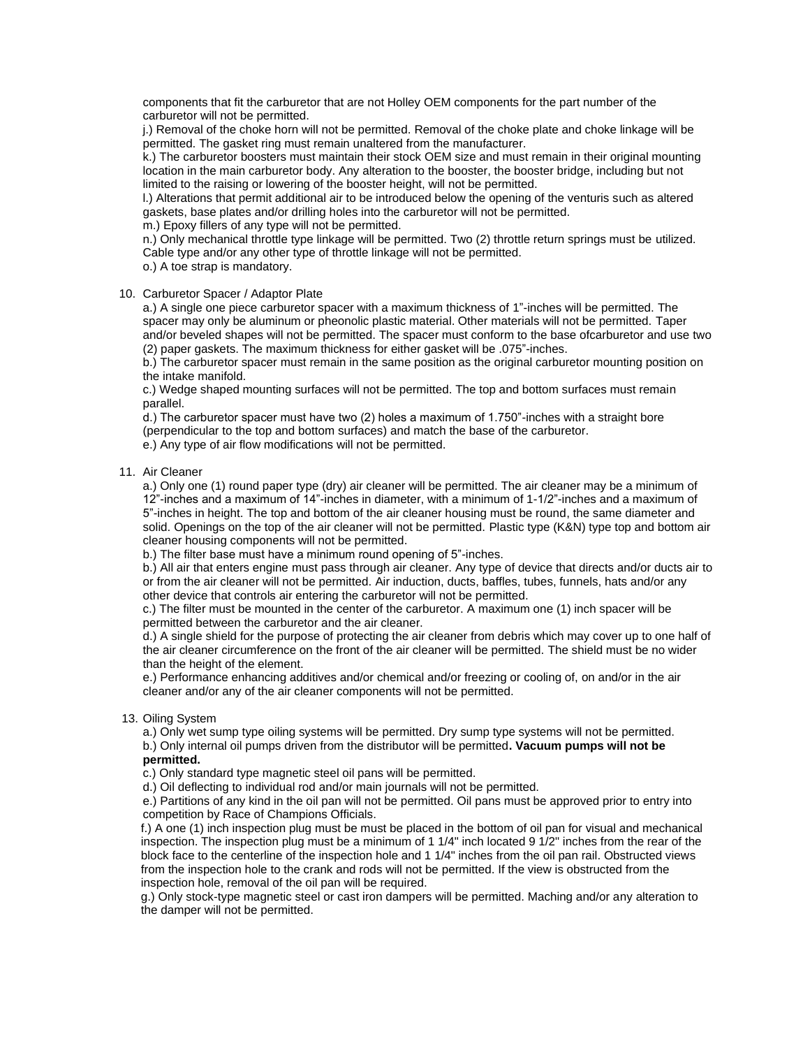components that fit the carburetor that are not Holley OEM components for the part number of the carburetor will not be permitted.

j.) Removal of the choke horn will not be permitted. Removal of the choke plate and choke linkage will be permitted. The gasket ring must remain unaltered from the manufacturer.

k.) The carburetor boosters must maintain their stock OEM size and must remain in their original mounting location in the main carburetor body. Any alteration to the booster, the booster bridge, including but not limited to the raising or lowering of the booster height, will not be permitted.

l.) Alterations that permit additional air to be introduced below the opening of the venturis such as altered gaskets, base plates and/or drilling holes into the carburetor will not be permitted.

m.) Epoxy fillers of any type will not be permitted.

n.) Only mechanical throttle type linkage will be permitted. Two (2) throttle return springs must be utilized. Cable type and/or any other type of throttle linkage will not be permitted.

o.) A toe strap is mandatory.

10. Carburetor Spacer / Adaptor Plate

a.) A single one piece carburetor spacer with a maximum thickness of 1"-inches will be permitted. The spacer may only be aluminum or pheonolic plastic material. Other materials will not be permitted. Taper and/or beveled shapes will not be permitted. The spacer must conform to the base ofcarburetor and use two (2) paper gaskets. The maximum thickness for either gasket will be .075"-inches.

b.) The carburetor spacer must remain in the same position as the original carburetor mounting position on the intake manifold.

c.) Wedge shaped mounting surfaces will not be permitted. The top and bottom surfaces must remain parallel.

d.) The carburetor spacer must have two (2) holes a maximum of 1.750"-inches with a straight bore (perpendicular to the top and bottom surfaces) and match the base of the carburetor.

e.) Any type of air flow modifications will not be permitted.

11. Air Cleaner

a.) Only one (1) round paper type (dry) air cleaner will be permitted. The air cleaner may be a minimum of 12"-inches and a maximum of 14"-inches in diameter, with a minimum of 1-1/2"-inches and a maximum of 5"-inches in height. The top and bottom of the air cleaner housing must be round, the same diameter and solid. Openings on the top of the air cleaner will not be permitted. Plastic type (K&N) type top and bottom air cleaner housing components will not be permitted.

b.) The filter base must have a minimum round opening of 5"-inches.

b.) All air that enters engine must pass through air cleaner. Any type of device that directs and/or ducts air to or from the air cleaner will not be permitted. Air induction, ducts, baffles, tubes, funnels, hats and/or any other device that controls air entering the carburetor will not be permitted.

c.) The filter must be mounted in the center of the carburetor. A maximum one (1) inch spacer will be permitted between the carburetor and the air cleaner.

d.) A single shield for the purpose of protecting the air cleaner from debris which may cover up to one half of the air cleaner circumference on the front of the air cleaner will be permitted. The shield must be no wider than the height of the element.

e.) Performance enhancing additives and/or chemical and/or freezing or cooling of, on and/or in the air cleaner and/or any of the air cleaner components will not be permitted.

13. Oiling System

a.) Only wet sump type oiling systems will be permitted. Dry sump type systems will not be permitted.

b.) Only internal oil pumps driven from the distributor will be permitted**. Vacuum pumps will not be permitted.**

c.) Only standard type magnetic steel oil pans will be permitted.

d.) Oil deflecting to individual rod and/or main journals will not be permitted.

e.) Partitions of any kind in the oil pan will not be permitted. Oil pans must be approved prior to entry into competition by Race of Champions Officials.

f.) A one (1) inch inspection plug must be must be placed in the bottom of oil pan for visual and mechanical inspection. The inspection plug must be a minimum of 1 1/4" inch located 9 1/2" inches from the rear of the block face to the centerline of the inspection hole and 1 1/4" inches from the oil pan rail. Obstructed views from the inspection hole to the crank and rods will not be permitted. If the view is obstructed from the inspection hole, removal of the oil pan will be required.

g.) Only stock-type magnetic steel or cast iron dampers will be permitted. Maching and/or any alteration to the damper will not be permitted.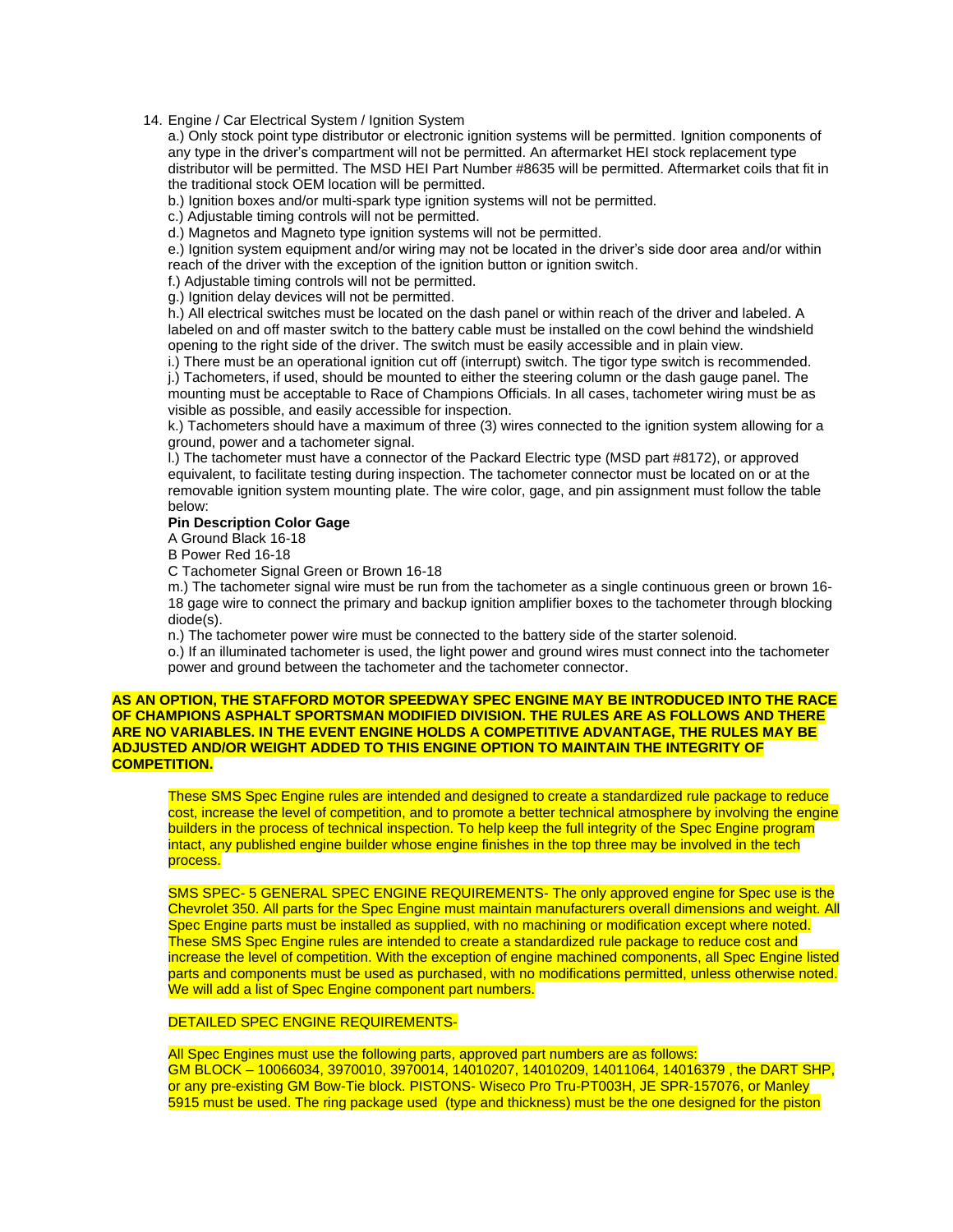14. Engine / Car Electrical System / Ignition System

a.) Only stock point type distributor or electronic ignition systems will be permitted. Ignition components of any type in the driver's compartment will not be permitted. An aftermarket HEI stock replacement type distributor will be permitted. The MSD HEI Part Number #8635 will be permitted. Aftermarket coils that fit in the traditional stock OEM location will be permitted.

b.) Ignition boxes and/or multi-spark type ignition systems will not be permitted.

c.) Adjustable timing controls will not be permitted.

d.) Magnetos and Magneto type ignition systems will not be permitted.

e.) Ignition system equipment and/or wiring may not be located in the driver's side door area and/or within reach of the driver with the exception of the ignition button or ignition switch.

f.) Adjustable timing controls will not be permitted.

g.) Ignition delay devices will not be permitted.

h.) All electrical switches must be located on the dash panel or within reach of the driver and labeled. A labeled on and off master switch to the battery cable must be installed on the cowl behind the windshield opening to the right side of the driver. The switch must be easily accessible and in plain view.

i.) There must be an operational ignition cut off (interrupt) switch. The tigor type switch is recommended.

j.) Tachometers, if used, should be mounted to either the steering column or the dash gauge panel. The mounting must be acceptable to Race of Champions Officials. In all cases, tachometer wiring must be as visible as possible, and easily accessible for inspection.

k.) Tachometers should have a maximum of three (3) wires connected to the ignition system allowing for a ground, power and a tachometer signal.

l.) The tachometer must have a connector of the Packard Electric type (MSD part #8172), or approved equivalent, to facilitate testing during inspection. The tachometer connector must be located on or at the removable ignition system mounting plate. The wire color, gage, and pin assignment must follow the table below:

| Pin | Description | Color | Gage |
|---|---|---|---|
| A | Ground | Black | 16-18 |
| B | Power | Red | 16-18 |
| C | Tachometer Signal | Green or Brown | 16-18 |

m.) The tachometer signal wire must be run from the tachometer as a single continuous green or brown 16-18 gage wire to connect the primary and backup ignition amplifier boxes to the tachometer through blocking diode(s).

n.) The tachometer power wire must be connected to the battery side of the starter solenoid.

o.) If an illuminated tachometer is used, the light power and ground wires must connect into the tachometer power and ground between the tachometer and the tachometer connector.

**AS AN OPTION, THE STAFFORD MOTOR SPEEDWAY SPEC ENGINE MAY BE INTRODUCED INTO THE RACE OF CHAMPIONS ASPHALT SPORTSMAN MODIFIED DIVISION. THE RULES ARE AS FOLLOWS AND THERE ARE NO VARIABLES. IN THE EVENT ENGINE HOLDS A COMPETITIVE ADVANTAGE, THE RULES MAY BE ADJUSTED AND/OR WEIGHT ADDED TO THIS ENGINE OPTION TO MAINTAIN THE INTEGRITY OF COMPETITION.**

These SMS Spec Engine rules are intended and designed to create a standardized rule package to reduce cost, increase the level of competition, and to promote a better technical atmosphere by involving the engine builders in the process of technical inspection. To help keep the full integrity of the Spec Engine program intact, any published engine builder whose engine finishes in the top three may be involved in the tech process.

SMS SPEC- 5 GENERAL SPEC ENGINE REQUIREMENTS- The only approved engine for Spec use is the Chevrolet 350. All parts for the Spec Engine must maintain manufacturers overall dimensions and weight. All Spec Engine parts must be installed as supplied, with no machining or modification except where noted. These SMS Spec Engine rules are intended to create a standardized rule package to reduce cost and increase the level of competition. With the exception of engine machined components, all Spec Engine listed parts and components must be used as purchased, with no modifications permitted, unless otherwise noted. We will add a list of Spec Engine component part numbers.

DETAILED SPEC ENGINE REQUIREMENTS-

All Spec Engines must use the following parts, approved part numbers are as follows:
GM BLOCK – 10066034, 3970010, 3970014, 14010207, 14010209, 14011064, 14016379 , the DART SHP, or any pre-existing GM Bow-Tie block. PISTONS- Wiseco Pro Tru-PT003H, JE SPR-157076, or Manley 5915 must be used. The ring package used (type and thickness) must be the one designed for the piston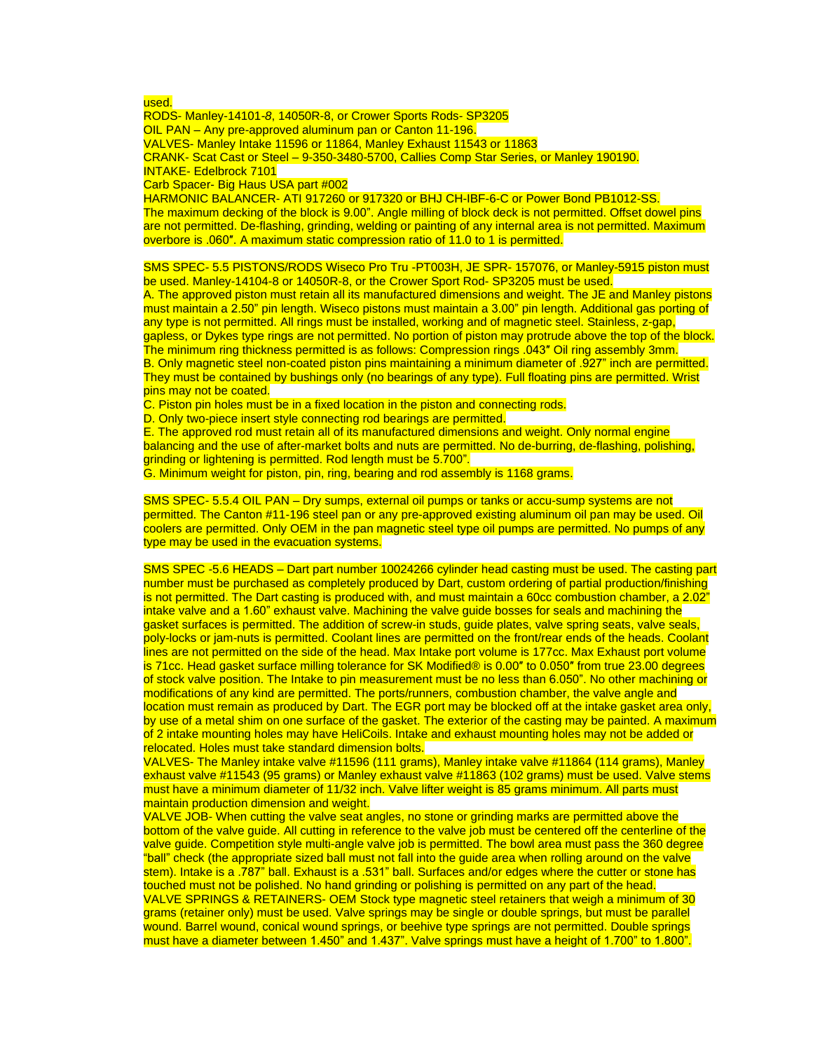used.
RODS- Manley-14101-*8*, 14050R-8, or Crower Sports Rods- SP3205
OIL PAN – Any pre-approved aluminum pan or Canton 11-196.
VALVES- Manley Intake 11596 or 11864, Manley Exhaust 11543 or 11863
CRANK- Scat Cast or Steel – 9-350-3480-5700, Callies Comp Star Series, or Manley 190190.
INTAKE- Edelbrock 7101
Carb Spacer- Big Haus USA part #002
HARMONIC BALANCER- ATI 917260 or 917320 or BHJ CH-IBF-6-C or Power Bond PB1012-SS.
The maximum decking of the block is 9.00". Angle milling of block deck is not permitted. Offset dowel pins are not permitted. De-flashing, grinding, welding or painting of any internal area is not permitted. Maximum overbore is .060″. A maximum static compression ratio of 11.0 to 1 is permitted.

SMS SPEC- 5.5 PISTONS/RODS Wiseco Pro Tru -PT003H, JE SPR- 157076, or Manley-5915 piston must be used. Manley-14104-8 or 14050R-8, or the Crower Sport Rod- SP3205 must be used.
A. The approved piston must retain all its manufactured dimensions and weight. The JE and Manley pistons must maintain a 2.50" pin length. Wiseco pistons must maintain a 3.00" pin length. Additional gas porting of any type is not permitted. All rings must be installed, working and of magnetic steel. Stainless, z-gap, gapless, or Dykes type rings are not permitted. No portion of piston may protrude above the top of the block. The minimum ring thickness permitted is as follows: Compression rings .043″ Oil ring assembly 3mm.
B. Only magnetic steel non-coated piston pins maintaining a minimum diameter of .927" inch are permitted. They must be contained by bushings only (no bearings of any type). Full floating pins are permitted. Wrist pins may not be coated.
C. Piston pin holes must be in a fixed location in the piston and connecting rods.
D. Only two-piece insert style connecting rod bearings are permitted.
E. The approved rod must retain all of its manufactured dimensions and weight. Only normal engine balancing and the use of after-market bolts and nuts are permitted. No de-burring, de-flashing, polishing, grinding or lightening is permitted. Rod length must be 5.700".
G. Minimum weight for piston, pin, ring, bearing and rod assembly is 1168 grams.

SMS SPEC- 5.5.4 OIL PAN – Dry sumps, external oil pumps or tanks or accu-sump systems are not permitted. The Canton #11-196 steel pan or any pre-approved existing aluminum oil pan may be used. Oil coolers are permitted. Only OEM in the pan magnetic steel type oil pumps are permitted. No pumps of any type may be used in the evacuation systems.

SMS SPEC -5.6 HEADS – Dart part number 10024266 cylinder head casting must be used. The casting part number must be purchased as completely produced by Dart, custom ordering of partial production/finishing is not permitted. The Dart casting is produced with, and must maintain a 60cc combustion chamber, a 2.02" intake valve and a 1.60" exhaust valve. Machining the valve guide bosses for seals and machining the gasket surfaces is permitted. The addition of screw-in studs, guide plates, valve spring seats, valve seals, poly-locks or jam-nuts is permitted. Coolant lines are permitted on the front/rear ends of the heads. Coolant lines are not permitted on the side of the head. Max Intake port volume is 177cc. Max Exhaust port volume is 71cc. Head gasket surface milling tolerance for SK Modified® is 0.00″ to 0.050″ from true 23.00 degrees of stock valve position. The Intake to pin measurement must be no less than 6.050". No other machining or modifications of any kind are permitted. The ports/runners, combustion chamber, the valve angle and location must remain as produced by Dart. The EGR port may be blocked off at the intake gasket area only, by use of a metal shim on one surface of the gasket. The exterior of the casting may be painted. A maximum of 2 intake mounting holes may have HeliCoils. Intake and exhaust mounting holes may not be added or relocated. Holes must take standard dimension bolts.
VALVES- The Manley intake valve #11596 (111 grams), Manley intake valve #11864 (114 grams), Manley exhaust valve #11543 (95 grams) or Manley exhaust valve #11863 (102 grams) must be used. Valve stems must have a minimum diameter of 11/32 inch. Valve lifter weight is 85 grams minimum. All parts must maintain production dimension and weight.
VALVE JOB- When cutting the valve seat angles, no stone or grinding marks are permitted above the bottom of the valve guide. All cutting in reference to the valve job must be centered off the centerline of the valve guide. Competition style multi-angle valve job is permitted. The bowl area must pass the 360 degree "ball" check (the appropriate sized ball must not fall into the guide area when rolling around on the valve stem). Intake is a .787" ball. Exhaust is a .531" ball. Surfaces and/or edges where the cutter or stone has touched must not be polished. No hand grinding or polishing is permitted on any part of the head.
VALVE SPRINGS & RETAINERS- OEM Stock type magnetic steel retainers that weigh a minimum of 30 grams (retainer only) must be used. Valve springs may be single or double springs, but must be parallel wound. Barrel wound, conical wound springs, or beehive type springs are not permitted. Double springs must have a diameter between 1.450" and 1.437". Valve springs must have a height of 1.700" to 1.800".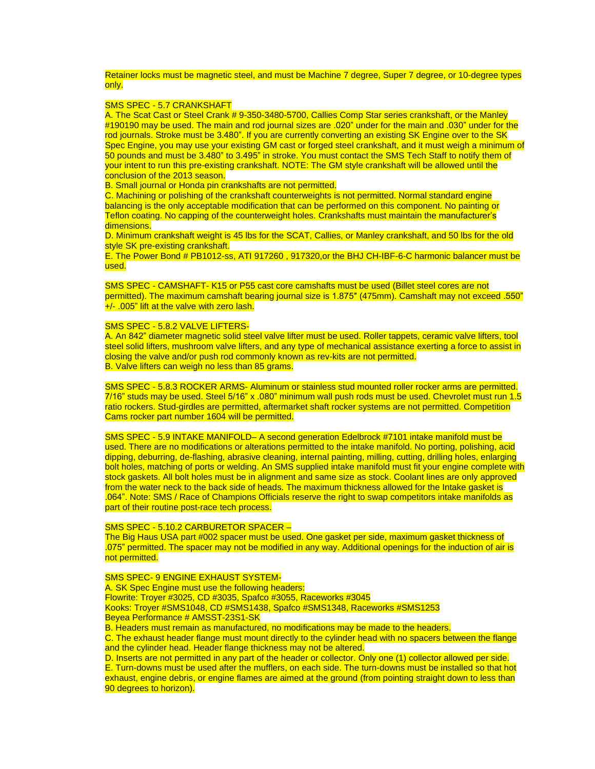Retainer locks must be magnetic steel, and must be Machine 7 degree, Super 7 degree, or 10-degree types only.

SMS SPEC - 5.7 CRANKSHAFT
A. The Scat Cast or Steel Crank # 9-350-3480-5700, Callies Comp Star series crankshaft, or the Manley #190190 may be used. The main and rod journal sizes are .020" under for the main and .030" under for the rod journals. Stroke must be 3.480". If you are currently converting an existing SK Engine over to the SK Spec Engine, you may use your existing GM cast or forged steel crankshaft, and it must weigh a minimum of 50 pounds and must be 3.480" to 3.495" in stroke. You must contact the SMS Tech Staff to notify them of your intent to run this pre-existing crankshaft. NOTE: The GM style crankshaft will be allowed until the conclusion of the 2013 season.
B. Small journal or Honda pin crankshafts are not permitted.
C. Machining or polishing of the crankshaft counterweights is not permitted. Normal standard engine balancing is the only acceptable modification that can be performed on this component. No painting or Teflon coating. No capping of the counterweight holes. Crankshafts must maintain the manufacturer's dimensions.
D. Minimum crankshaft weight is 45 lbs for the SCAT, Callies, or Manley crankshaft, and 50 lbs for the old style SK pre-existing crankshaft.
E. The Power Bond # PB1012-ss, ATI 917260 , 917320,or the BHJ CH-IBF-6-C harmonic balancer must be used.

SMS SPEC - CAMSHAFT- K15 or P55 cast core camshafts must be used (Billet steel cores are not permitted). The maximum camshaft bearing journal size is 1.875″ (475mm). Camshaft may not exceed .550" +/- .005" lift at the valve with zero lash.

SMS SPEC - 5.8.2 VALVE LIFTERS-
A. An 842" diameter magnetic solid steel valve lifter must be used. Roller tappets, ceramic valve lifters, tool steel solid lifters, mushroom valve lifters, and any type of mechanical assistance exerting a force to assist in closing the valve and/or push rod commonly known as rev-kits are not permitted.
B. Valve lifters can weigh no less than 85 grams.

SMS SPEC - 5.8.3 ROCKER ARMS- Aluminum or stainless stud mounted roller rocker arms are permitted. 7/16" studs may be used. Steel 5/16" x .080" minimum wall push rods must be used. Chevrolet must run 1.5 ratio rockers. Stud-girdles are permitted, aftermarket shaft rocker systems are not permitted. Competition Cams rocker part number 1604 will be permitted.

SMS SPEC - 5.9 INTAKE MANIFOLD– A second generation Edelbrock #7101 intake manifold must be used. There are no modifications or alterations permitted to the intake manifold. No porting, polishing, acid dipping, deburring, de-flashing, abrasive cleaning, internal painting, milling, cutting, drilling holes, enlarging bolt holes, matching of ports or welding. An SMS supplied intake manifold must fit your engine complete with stock gaskets. All bolt holes must be in alignment and same size as stock. Coolant lines are only approved from the water neck to the back side of heads. The maximum thickness allowed for the Intake gasket is .064". Note: SMS / Race of Champions Officials reserve the right to swap competitors intake manifolds as part of their routine post-race tech process.

SMS SPEC - 5.10.2 CARBURETOR SPACER –
The Big Haus USA part #002 spacer must be used. One gasket per side, maximum gasket thickness of .075" permitted. The spacer may not be modified in any way. Additional openings for the induction of air is not permitted.

SMS SPEC- 9 ENGINE EXHAUST SYSTEM-
A. SK Spec Engine must use the following headers:
Flowrite: Troyer #3025, CD #3035, Spafco #3055, Raceworks #3045
Kooks: Troyer #SMS1048, CD #SMS1438, Spafco #SMS1348, Raceworks #SMS1253
Beyea Performance # AMSST-23S1-SK
B. Headers must remain as manufactured, no modifications may be made to the headers.
C. The exhaust header flange must mount directly to the cylinder head with no spacers between the flange and the cylinder head. Header flange thickness may not be altered.
D. Inserts are not permitted in any part of the header or collector. Only one (1) collector allowed per side.
E. Turn-downs must be used after the mufflers, on each side. The turn-downs must be installed so that hot exhaust, engine debris, or engine flames are aimed at the ground (from pointing straight down to less than 90 degrees to horizon).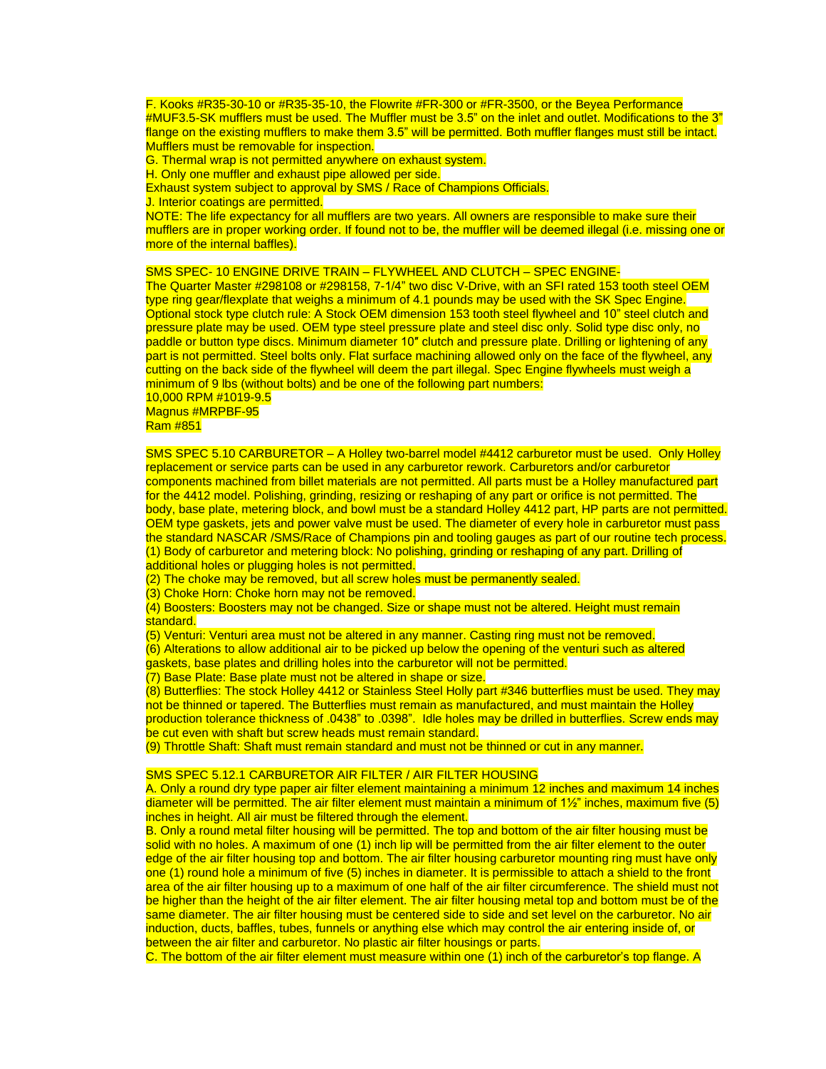F. Kooks #R35-30-10 or #R35-35-10, the Flowrite #FR-300 or #FR-3500, or the Beyea Performance #MUF3.5-SK mufflers must be used. The Muffler must be 3.5" on the inlet and outlet. Modifications to the 3" flange on the existing mufflers to make them 3.5" will be permitted. Both muffler flanges must still be intact. Mufflers must be removable for inspection.

G. Thermal wrap is not permitted anywhere on exhaust system.

H. Only one muffler and exhaust pipe allowed per side.

Exhaust system subject to approval by SMS / Race of Champions Officials.

J. Interior coatings are permitted.

NOTE: The life expectancy for all mufflers are two years. All owners are responsible to make sure their mufflers are in proper working order. If found not to be, the muffler will be deemed illegal (i.e. missing one or more of the internal baffles).

SMS SPEC- 10 ENGINE DRIVE TRAIN – FLYWHEEL AND CLUTCH – SPEC ENGINE-

The Quarter Master #298108 or #298158, 7-1/4" two disc V-Drive, with an SFI rated 153 tooth steel OEM type ring gear/flexplate that weighs a minimum of 4.1 pounds may be used with the SK Spec Engine. Optional stock type clutch rule: A Stock OEM dimension 153 tooth steel flywheel and 10" steel clutch and pressure plate may be used. OEM type steel pressure plate and steel disc only. Solid type disc only, no paddle or button type discs. Minimum diameter 10″ clutch and pressure plate. Drilling or lightening of any part is not permitted. Steel bolts only. Flat surface machining allowed only on the face of the flywheel, any cutting on the back side of the flywheel will deem the part illegal. Spec Engine flywheels must weigh a minimum of 9 lbs (without bolts) and be one of the following part numbers:

10,000 RPM #1019-9.5

Magnus #MRPBF-95

Ram #851

SMS SPEC 5.10 CARBURETOR – A Holley two-barrel model #4412 carburetor must be used. Only Holley replacement or service parts can be used in any carburetor rework. Carburetors and/or carburetor components machined from billet materials are not permitted. All parts must be a Holley manufactured part for the 4412 model. Polishing, grinding, resizing or reshaping of any part or orifice is not permitted. The body, base plate, metering block, and bowl must be a standard Holley 4412 part, HP parts are not permitted. OEM type gaskets, jets and power valve must be used. The diameter of every hole in carburetor must pass the standard NASCAR /SMS/Race of Champions pin and tooling gauges as part of our routine tech process.

(1) Body of carburetor and metering block: No polishing, grinding or reshaping of any part. Drilling of additional holes or plugging holes is not permitted.

(2) The choke may be removed, but all screw holes must be permanently sealed.

(3) Choke Horn: Choke horn may not be removed.

(4) Boosters: Boosters may not be changed. Size or shape must not be altered. Height must remain standard.

(5) Venturi: Venturi area must not be altered in any manner. Casting ring must not be removed.

(6) Alterations to allow additional air to be picked up below the opening of the venturi such as altered gaskets, base plates and drilling holes into the carburetor will not be permitted.

(7) Base Plate: Base plate must not be altered in shape or size.

(8) Butterflies: The stock Holley 4412 or Stainless Steel Holly part #346 butterflies must be used. They may not be thinned or tapered. The Butterflies must remain as manufactured, and must maintain the Holley production tolerance thickness of .0438" to .0398". Idle holes may be drilled in butterflies. Screw ends may be cut even with shaft but screw heads must remain standard.

(9) Throttle Shaft: Shaft must remain standard and must not be thinned or cut in any manner.

SMS SPEC 5.12.1 CARBURETOR AIR FILTER / AIR FILTER HOUSING

A. Only a round dry type paper air filter element maintaining a minimum 12 inches and maximum 14 inches diameter will be permitted. The air filter element must maintain a minimum of 1½" inches, maximum five (5) inches in height. All air must be filtered through the element.

B. Only a round metal filter housing will be permitted. The top and bottom of the air filter housing must be solid with no holes. A maximum of one (1) inch lip will be permitted from the outer edge of the air filter element to the outer edge of the air filter housing top and bottom. The air filter housing carburetor mounting ring must have only one (1) round hole a minimum of five (5) inches in diameter. It is permissible to attach a shield to the front area of the air filter housing up to a maximum of one half of the air filter circumference. The shield must not be higher than the height of the air filter element. The air filter housing metal top and bottom must be of the same diameter. The air filter housing must be centered side to side and set level on the carburetor. No air induction, ducts, baffles, tubes, funnels or anything else which may control the air entering inside of, or between the air filter and carburetor. No plastic air filter housings or parts.

C. The bottom of the air filter element must measure within one (1) inch of the carburetor's top flange. A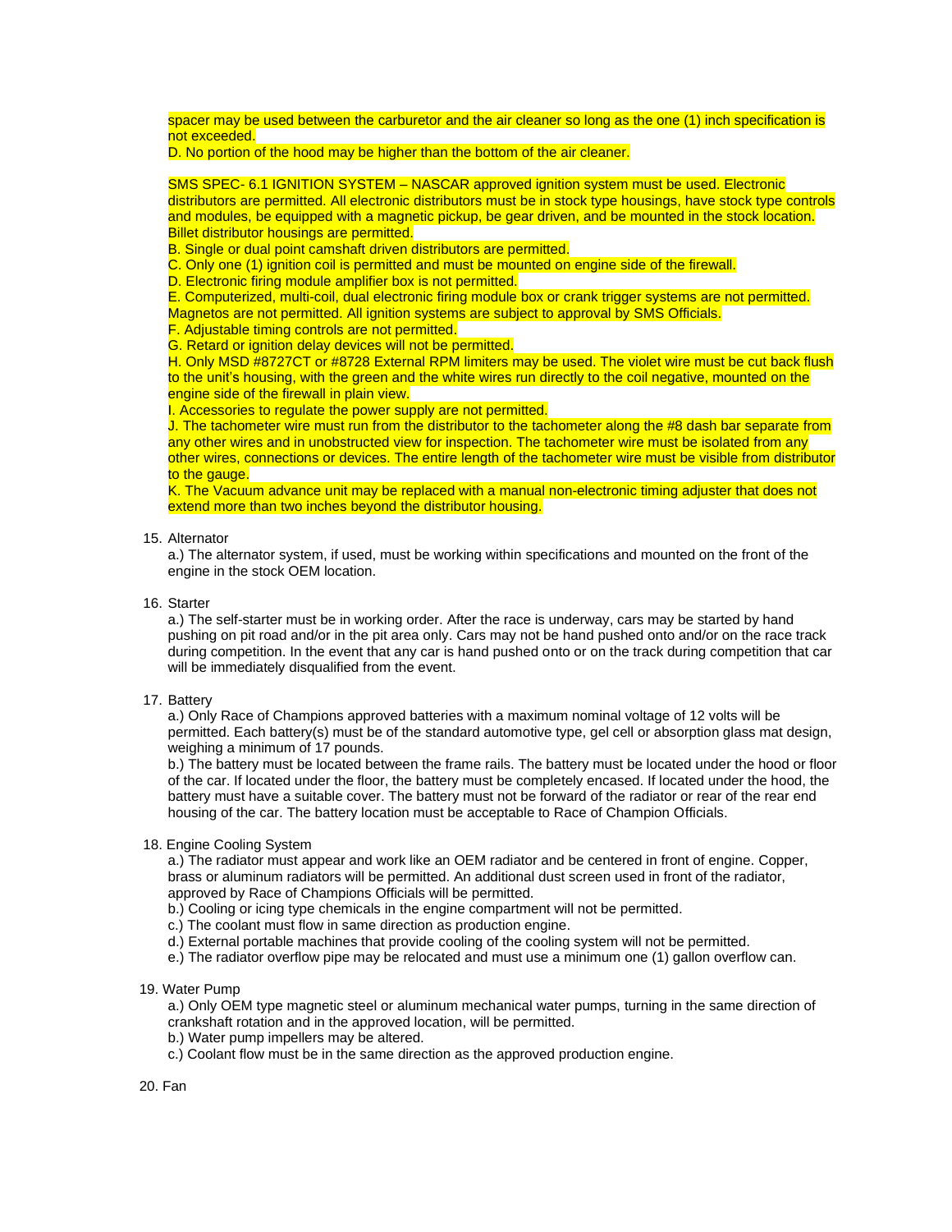spacer may be used between the carburetor and the air cleaner so long as the one (1) inch specification is not exceeded.
D. No portion of the hood may be higher than the bottom of the air cleaner.

SMS SPEC- 6.1 IGNITION SYSTEM – NASCAR approved ignition system must be used. Electronic distributors are permitted. All electronic distributors must be in stock type housings, have stock type controls and modules, be equipped with a magnetic pickup, be gear driven, and be mounted in the stock location. Billet distributor housings are permitted.
B. Single or dual point camshaft driven distributors are permitted.
C. Only one (1) ignition coil is permitted and must be mounted on engine side of the firewall.
D. Electronic firing module amplifier box is not permitted.
E. Computerized, multi-coil, dual electronic firing module box or crank trigger systems are not permitted. Magnetos are not permitted. All ignition systems are subject to approval by SMS Officials.
F. Adjustable timing controls are not permitted.
G. Retard or ignition delay devices will not be permitted.
H. Only MSD #8727CT or #8728 External RPM limiters may be used. The violet wire must be cut back flush to the unit's housing, with the green and the white wires run directly to the coil negative, mounted on the engine side of the firewall in plain view.
I. Accessories to regulate the power supply are not permitted.
J. The tachometer wire must run from the distributor to the tachometer along the #8 dash bar separate from any other wires and in unobstructed view for inspection. The tachometer wire must be isolated from any other wires, connections or devices. The entire length of the tachometer wire must be visible from distributor to the gauge.
K. The Vacuum advance unit may be replaced with a manual non-electronic timing adjuster that does not extend more than two inches beyond the distributor housing.

15. Alternator

a.) The alternator system, if used, must be working within specifications and mounted on the front of the engine in the stock OEM location.

16. Starter

a.) The self-starter must be in working order. After the race is underway, cars may be started by hand pushing on pit road and/or in the pit area only. Cars may not be hand pushed onto and/or on the race track during competition. In the event that any car is hand pushed onto or on the track during competition that car will be immediately disqualified from the event.

17. Battery

a.) Only Race of Champions approved batteries with a maximum nominal voltage of 12 volts will be permitted. Each battery(s) must be of the standard automotive type, gel cell or absorption glass mat design, weighing a minimum of 17 pounds.
b.) The battery must be located between the frame rails. The battery must be located under the hood or floor of the car. If located under the floor, the battery must be completely encased. If located under the hood, the battery must have a suitable cover. The battery must not be forward of the radiator or rear of the rear end housing of the car. The battery location must be acceptable to Race of Champion Officials.

18. Engine Cooling System

a.) The radiator must appear and work like an OEM radiator and be centered in front of engine. Copper, brass or aluminum radiators will be permitted. An additional dust screen used in front of the radiator, approved by Race of Champions Officials will be permitted.
b.) Cooling or icing type chemicals in the engine compartment will not be permitted.
c.) The coolant must flow in same direction as production engine.
d.) External portable machines that provide cooling of the cooling system will not be permitted.
e.) The radiator overflow pipe may be relocated and must use a minimum one (1) gallon overflow can.

19. Water Pump

a.) Only OEM type magnetic steel or aluminum mechanical water pumps, turning in the same direction of crankshaft rotation and in the approved location, will be permitted.
b.) Water pump impellers may be altered.
c.) Coolant flow must be in the same direction as the approved production engine.

20. Fan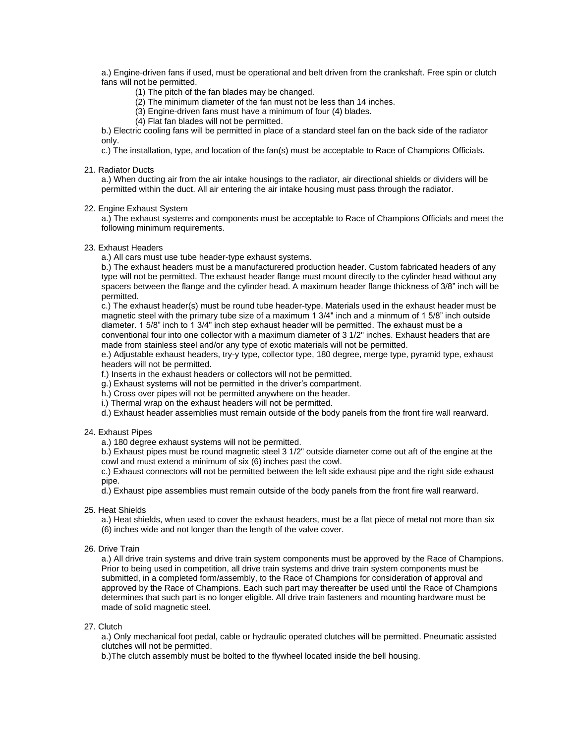a.) Engine-driven fans if used, must be operational and belt driven from the crankshaft. Free spin or clutch fans will not be permitted.

(1) The pitch of the fan blades may be changed.

(2) The minimum diameter of the fan must not be less than 14 inches.

(3) Engine-driven fans must have a minimum of four (4) blades.

(4) Flat fan blades will not be permitted.

b.) Electric cooling fans will be permitted in place of a standard steel fan on the back side of the radiator only.

c.) The installation, type, and location of the fan(s) must be acceptable to Race of Champions Officials.

21. Radiator Ducts

a.) When ducting air from the air intake housings to the radiator, air directional shields or dividers will be permitted within the duct. All air entering the air intake housing must pass through the radiator.

22. Engine Exhaust System

a.) The exhaust systems and components must be acceptable to Race of Champions Officials and meet the following minimum requirements.

23. Exhaust Headers

a.) All cars must use tube header-type exhaust systems.

b.) The exhaust headers must be a manufacturered production header. Custom fabricated headers of any type will not be permitted. The exhaust header flange must mount directly to the cylinder head without any spacers between the flange and the cylinder head. A maximum header flange thickness of 3/8" inch will be permitted.

c.) The exhaust header(s) must be round tube header-type. Materials used in the exhaust header must be magnetic steel with the primary tube size of a maximum 1 3/4" inch and a minmum of 1 5/8" inch outside diameter. 1 5/8" inch to 1 3/4" inch step exhaust header will be permitted. The exhaust must be a conventional four into one collector with a maximum diameter of 3 1/2" inches. Exhaust headers that are made from stainless steel and/or any type of exotic materials will not be permitted.

e.) Adjustable exhaust headers, try-y type, collector type, 180 degree, merge type, pyramid type, exhaust headers will not be permitted.

f.) Inserts in the exhaust headers or collectors will not be permitted.

g.) Exhaust systems will not be permitted in the driver's compartment.

h.) Cross over pipes will not be permitted anywhere on the header.

i.) Thermal wrap on the exhaust headers will not be permitted.

d.) Exhaust header assemblies must remain outside of the body panels from the front fire wall rearward.

24. Exhaust Pipes

a.) 180 degree exhaust systems will not be permitted.

b.) Exhaust pipes must be round magnetic steel 3 1/2" outside diameter come out aft of the engine at the cowl and must extend a minimum of six (6) inches past the cowl.

c.) Exhaust connectors will not be permitted between the left side exhaust pipe and the right side exhaust pipe.

d.) Exhaust pipe assemblies must remain outside of the body panels from the front fire wall rearward.

25. Heat Shields

a.) Heat shields, when used to cover the exhaust headers, must be a flat piece of metal not more than six (6) inches wide and not longer than the length of the valve cover.

26. Drive Train

a.) All drive train systems and drive train system components must be approved by the Race of Champions. Prior to being used in competition, all drive train systems and drive train system components must be submitted, in a completed form/assembly, to the Race of Champions for consideration of approval and approved by the Race of Champions. Each such part may thereafter be used until the Race of Champions determines that such part is no longer eligible. All drive train fasteners and mounting hardware must be made of solid magnetic steel.

27. Clutch

a.) Only mechanical foot pedal, cable or hydraulic operated clutches will be permitted. Pneumatic assisted clutches will not be permitted.

b.)The clutch assembly must be bolted to the flywheel located inside the bell housing.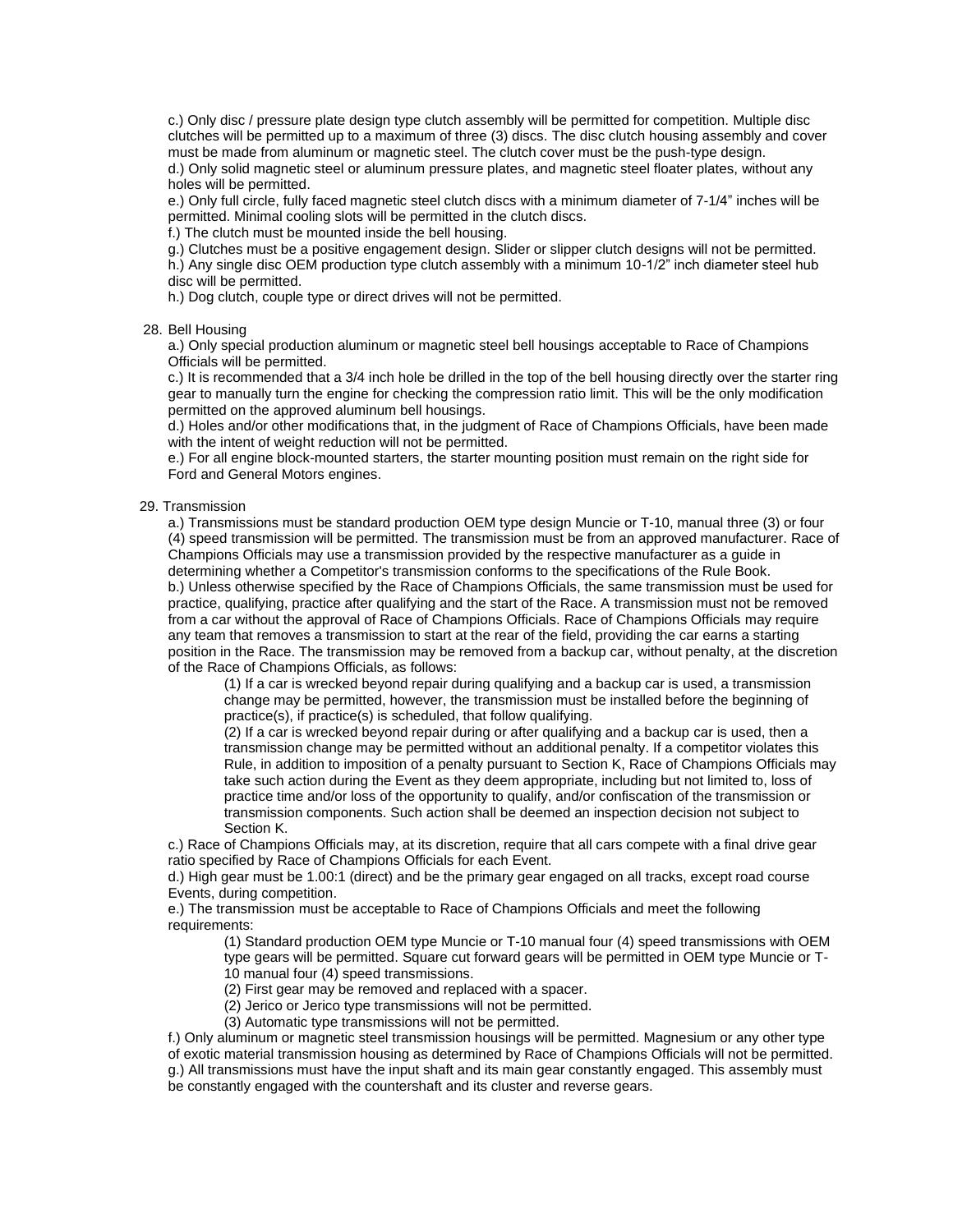c.) Only disc / pressure plate design type clutch assembly will be permitted for competition. Multiple disc clutches will be permitted up to a maximum of three (3) discs. The disc clutch housing assembly and cover must be made from aluminum or magnetic steel. The clutch cover must be the push-type design.
d.) Only solid magnetic steel or aluminum pressure plates, and magnetic steel floater plates, without any holes will be permitted.
e.) Only full circle, fully faced magnetic steel clutch discs with a minimum diameter of 7-1/4" inches will be permitted. Minimal cooling slots will be permitted in the clutch discs.
f.) The clutch must be mounted inside the bell housing.
g.) Clutches must be a positive engagement design. Slider or slipper clutch designs will not be permitted.
h.) Any single disc OEM production type clutch assembly with a minimum 10-1/2" inch diameter steel hub disc will be permitted.
h.) Dog clutch, couple type or direct drives will not be permitted.

28. Bell Housing

a.) Only special production aluminum or magnetic steel bell housings acceptable to Race of Champions Officials will be permitted.
c.) It is recommended that a 3/4 inch hole be drilled in the top of the bell housing directly over the starter ring gear to manually turn the engine for checking the compression ratio limit. This will be the only modification permitted on the approved aluminum bell housings.
d.) Holes and/or other modifications that, in the judgment of Race of Champions Officials, have been made with the intent of weight reduction will not be permitted.
e.) For all engine block-mounted starters, the starter mounting position must remain on the right side for Ford and General Motors engines.

29. Transmission

a.) Transmissions must be standard production OEM type design Muncie or T-10, manual three (3) or four (4) speed transmission will be permitted. The transmission must be from an approved manufacturer. Race of Champions Officials may use a transmission provided by the respective manufacturer as a guide in determining whether a Competitor's transmission conforms to the specifications of the Rule Book.
b.) Unless otherwise specified by the Race of Champions Officials, the same transmission must be used for practice, qualifying, practice after qualifying and the start of the Race. A transmission must not be removed from a car without the approval of Race of Champions Officials. Race of Champions Officials may require any team that removes a transmission to start at the rear of the field, providing the car earns a starting position in the Race. The transmission may be removed from a backup car, without penalty, at the discretion of the Race of Champions Officials, as follows:

(1) If a car is wrecked beyond repair during qualifying and a backup car is used, a transmission change may be permitted, however, the transmission must be installed before the beginning of practice(s), if practice(s) is scheduled, that follow qualifying.
(2) If a car is wrecked beyond repair during or after qualifying and a backup car is used, then a transmission change may be permitted without an additional penalty. If a competitor violates this Rule, in addition to imposition of a penalty pursuant to Section K, Race of Champions Officials may take such action during the Event as they deem appropriate, including but not limited to, loss of practice time and/or loss of the opportunity to qualify, and/or confiscation of the transmission or transmission components. Such action shall be deemed an inspection decision not subject to Section K.

c.) Race of Champions Officials may, at its discretion, require that all cars compete with a final drive gear ratio specified by Race of Champions Officials for each Event.
d.) High gear must be 1.00:1 (direct) and be the primary gear engaged on all tracks, except road course Events, during competition.
e.) The transmission must be acceptable to Race of Champions Officials and meet the following requirements:

(1) Standard production OEM type Muncie or T-10 manual four (4) speed transmissions with OEM type gears will be permitted. Square cut forward gears will be permitted in OEM type Muncie or T-10 manual four (4) speed transmissions.
(2) First gear may be removed and replaced with a spacer.
(2) Jerico or Jerico type transmissions will not be permitted.
(3) Automatic type transmissions will not be permitted.

f.) Only aluminum or magnetic steel transmission housings will be permitted. Magnesium or any other type of exotic material transmission housing as determined by Race of Champions Officials will not be permitted.
g.) All transmissions must have the input shaft and its main gear constantly engaged. This assembly must be constantly engaged with the countershaft and its cluster and reverse gears.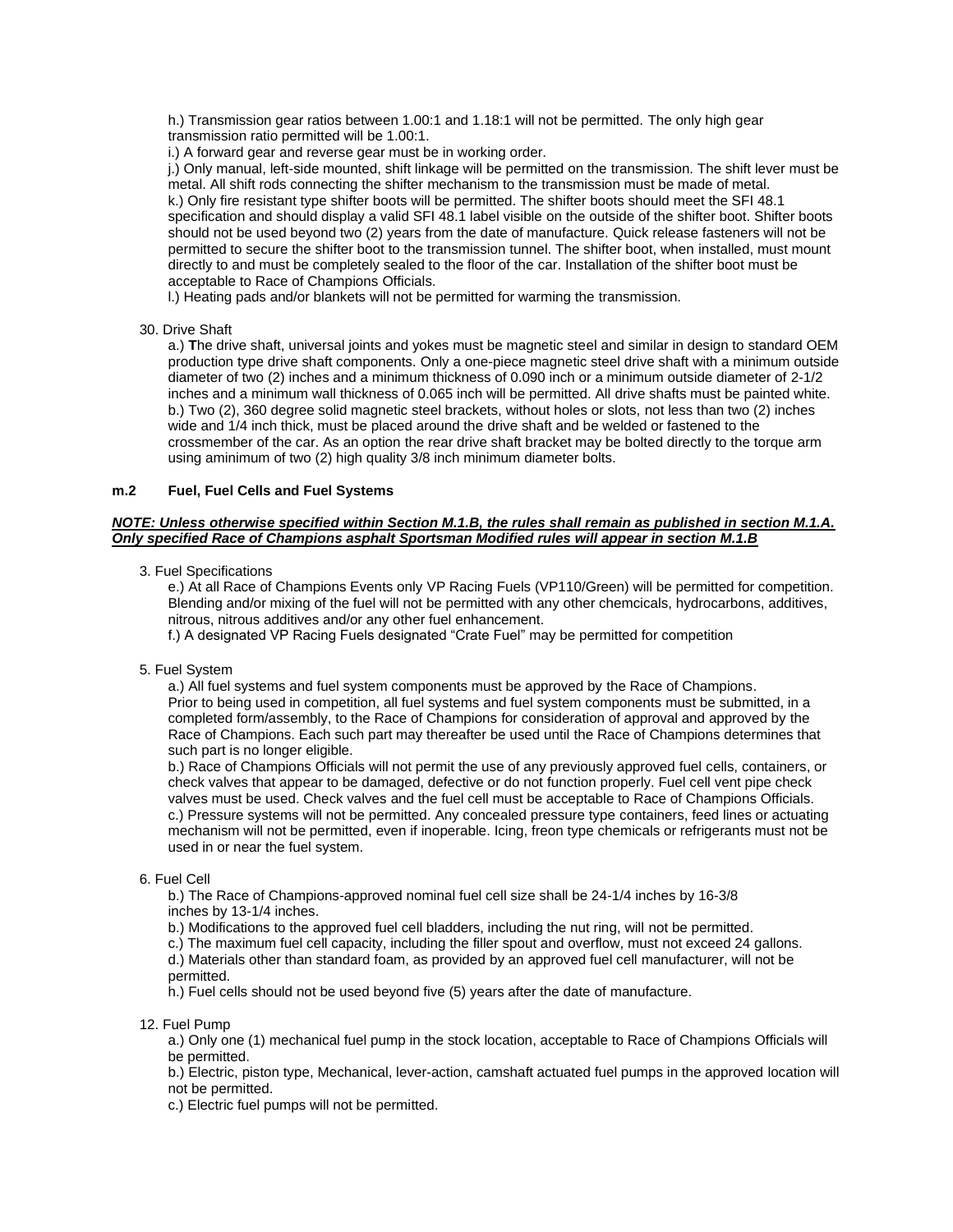h.) Transmission gear ratios between 1.00:1 and 1.18:1 will not be permitted. The only high gear transmission ratio permitted will be 1.00:1.

i.) A forward gear and reverse gear must be in working order.

j.) Only manual, left-side mounted, shift linkage will be permitted on the transmission. The shift lever must be metal. All shift rods connecting the shifter mechanism to the transmission must be made of metal.

k.) Only fire resistant type shifter boots will be permitted. The shifter boots should meet the SFI 48.1 specification and should display a valid SFI 48.1 label visible on the outside of the shifter boot. Shifter boots should not be used beyond two (2) years from the date of manufacture. Quick release fasteners will not be permitted to secure the shifter boot to the transmission tunnel. The shifter boot, when installed, must mount directly to and must be completely sealed to the floor of the car. Installation of the shifter boot must be acceptable to Race of Champions Officials.

l.) Heating pads and/or blankets will not be permitted for warming the transmission.

30. Drive Shaft

a.) **T**he drive shaft, universal joints and yokes must be magnetic steel and similar in design to standard OEM production type drive shaft components. Only a one-piece magnetic steel drive shaft with a minimum outside diameter of two (2) inches and a minimum thickness of 0.090 inch or a minimum outside diameter of 2-1/2 inches and a minimum wall thickness of 0.065 inch will be permitted. All drive shafts must be painted white.

b.) Two (2), 360 degree solid magnetic steel brackets, without holes or slots, not less than two (2) inches wide and 1/4 inch thick, must be placed around the drive shaft and be welded or fastened to the crossmember of the car. As an option the rear drive shaft bracket may be bolted directly to the torque arm using aminimum of two (2) high quality 3/8 inch minimum diameter bolts.

## m.2 Fuel, Fuel Cells and Fuel Systems

***NOTE: Unless otherwise specified within Section M.1.B, the rules shall remain as published in section M.1.A. Only specified Race of Champions asphalt Sportsman Modified rules will appear in section M.1.B***

3. Fuel Specifications

e.) At all Race of Champions Events only VP Racing Fuels (VP110/Green) will be permitted for competition. Blending and/or mixing of the fuel will not be permitted with any other chemcicals, hydrocarbons, additives, nitrous, nitrous additives and/or any other fuel enhancement.

f.) A designated VP Racing Fuels designated "Crate Fuel" may be permitted for competition

5. Fuel System

a.) All fuel systems and fuel system components must be approved by the Race of Champions. Prior to being used in competition, all fuel systems and fuel system components must be submitted, in a completed form/assembly, to the Race of Champions for consideration of approval and approved by the Race of Champions. Each such part may thereafter be used until the Race of Champions determines that such part is no longer eligible.

b.) Race of Champions Officials will not permit the use of any previously approved fuel cells, containers, or check valves that appear to be damaged, defective or do not function properly. Fuel cell vent pipe check valves must be used. Check valves and the fuel cell must be acceptable to Race of Champions Officials.

c.) Pressure systems will not be permitted. Any concealed pressure type containers, feed lines or actuating mechanism will not be permitted, even if inoperable. Icing, freon type chemicals or refrigerants must not be used in or near the fuel system.

6. Fuel Cell

b.) The Race of Champions-approved nominal fuel cell size shall be 24-1/4 inches by 16-3/8 inches by 13-1/4 inches.

b.) Modifications to the approved fuel cell bladders, including the nut ring, will not be permitted.

c.) The maximum fuel cell capacity, including the filler spout and overflow, must not exceed 24 gallons.

d.) Materials other than standard foam, as provided by an approved fuel cell manufacturer, will not be permitted.

h.) Fuel cells should not be used beyond five (5) years after the date of manufacture.

12. Fuel Pump

a.) Only one (1) mechanical fuel pump in the stock location, acceptable to Race of Champions Officials will be permitted.

b.) Electric, piston type, Mechanical, lever-action, camshaft actuated fuel pumps in the approved location will not be permitted.

c.) Electric fuel pumps will not be permitted.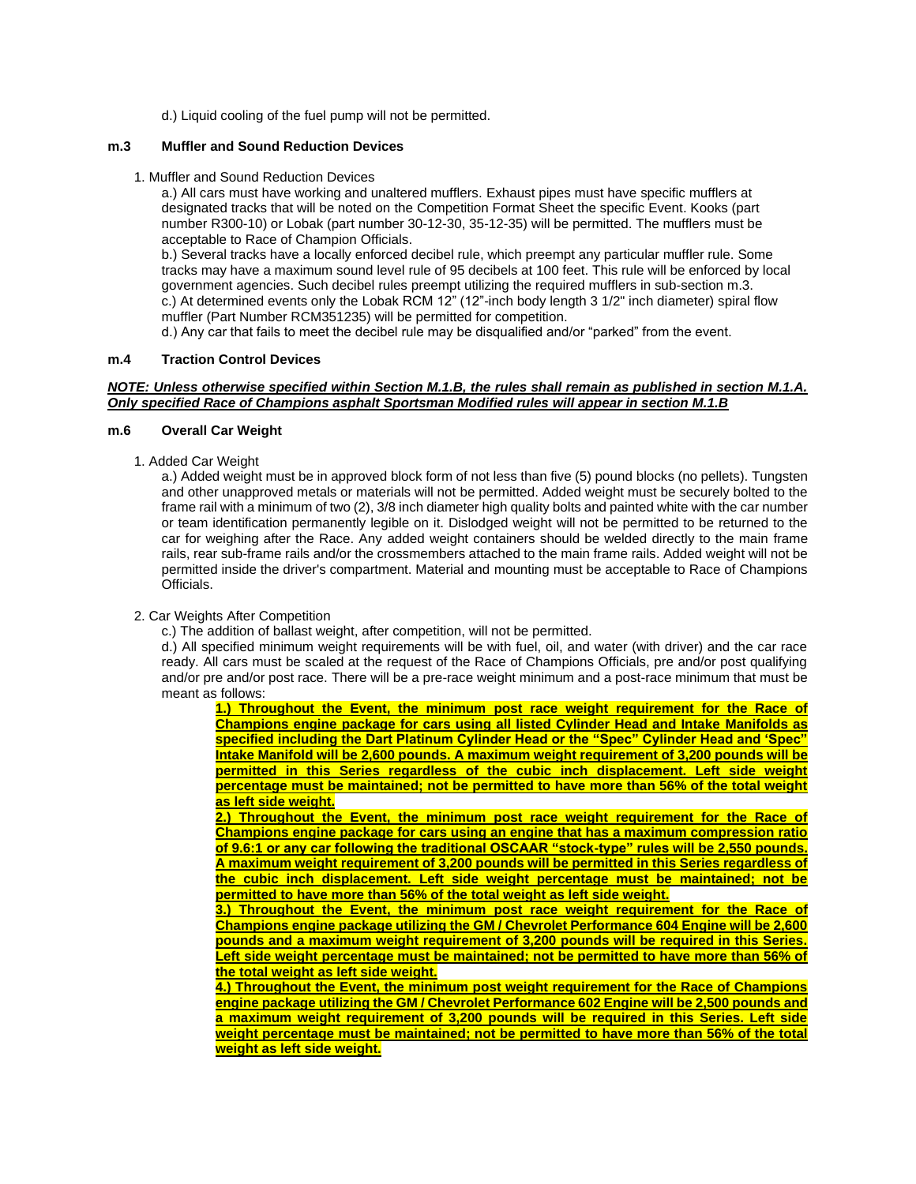d.) Liquid cooling of the fuel pump will not be permitted.

### m.3 Muffler and Sound Reduction Devices

1. Muffler and Sound Reduction Devices

a.) All cars must have working and unaltered mufflers. Exhaust pipes must have specific mufflers at designated tracks that will be noted on the Competition Format Sheet the specific Event. Kooks (part number R300-10) or Lobak (part number 30-12-30, 35-12-35) will be permitted. The mufflers must be acceptable to Race of Champion Officials.

b.) Several tracks have a locally enforced decibel rule, which preempt any particular muffler rule. Some tracks may have a maximum sound level rule of 95 decibels at 100 feet. This rule will be enforced by local government agencies. Such decibel rules preempt utilizing the required mufflers in sub-section m.3.

c.) At determined events only the Lobak RCM 12" (12"-inch body length 3 1/2" inch diameter) spiral flow muffler (Part Number RCM351235) will be permitted for competition.

d.) Any car that fails to meet the decibel rule may be disqualified and/or "parked" from the event.

### m.4 Traction Control Devices

***NOTE: Unless otherwise specified within Section M.1.B, the rules shall remain as published in section M.1.A. Only specified Race of Champions asphalt Sportsman Modified rules will appear in section M.1.B***

### m.6 Overall Car Weight

1. Added Car Weight

a.) Added weight must be in approved block form of not less than five (5) pound blocks (no pellets). Tungsten and other unapproved metals or materials will not be permitted. Added weight must be securely bolted to the frame rail with a minimum of two (2), 3/8 inch diameter high quality bolts and painted white with the car number or team identification permanently legible on it. Dislodged weight will not be permitted to be returned to the car for weighing after the Race. Any added weight containers should be welded directly to the main frame rails, rear sub-frame rails and/or the crossmembers attached to the main frame rails. Added weight will not be permitted inside the driver's compartment. Material and mounting must be acceptable to Race of Champions Officials.

2. Car Weights After Competition

c.) The addition of ballast weight, after competition, will not be permitted.

d.) All specified minimum weight requirements will be with fuel, oil, and water (with driver) and the car race ready. All cars must be scaled at the request of the Race of Champions Officials, pre and/or post qualifying and/or pre and/or post race. There will be a pre-race weight minimum and a post-race minimum that must be meant as follows:

**1.) Throughout the Event, the minimum post race weight requirement for the Race of Champions engine package for cars using all listed Cylinder Head and Intake Manifolds as specified including the Dart Platinum Cylinder Head or the "Spec" Cylinder Head and 'Spec" Intake Manifold will be 2,600 pounds. A maximum weight requirement of 3,200 pounds will be permitted in this Series regardless of the cubic inch displacement. Left side weight percentage must be maintained; not be permitted to have more than 56% of the total weight as left side weight.**

**2.) Throughout the Event, the minimum post race weight requirement for the Race of Champions engine package for cars using an engine that has a maximum compression ratio of 9.6:1 or any car following the traditional OSCAAR "stock-type" rules will be 2,550 pounds. A maximum weight requirement of 3,200 pounds will be permitted in this Series regardless of the cubic inch displacement. Left side weight percentage must be maintained; not be permitted to have more than 56% of the total weight as left side weight.**

**3.) Throughout the Event, the minimum post race weight requirement for the Race of Champions engine package utilizing the GM / Chevrolet Performance 604 Engine will be 2,600 pounds and a maximum weight requirement of 3,200 pounds will be required in this Series. Left side weight percentage must be maintained; not be permitted to have more than 56% of the total weight as left side weight.**

**4.) Throughout the Event, the minimum post weight requirement for the Race of Champions engine package utilizing the GM / Chevrolet Performance 602 Engine will be 2,500 pounds and a maximum weight requirement of 3,200 pounds will be required in this Series. Left side weight percentage must be maintained; not be permitted to have more than 56% of the total weight as left side weight.**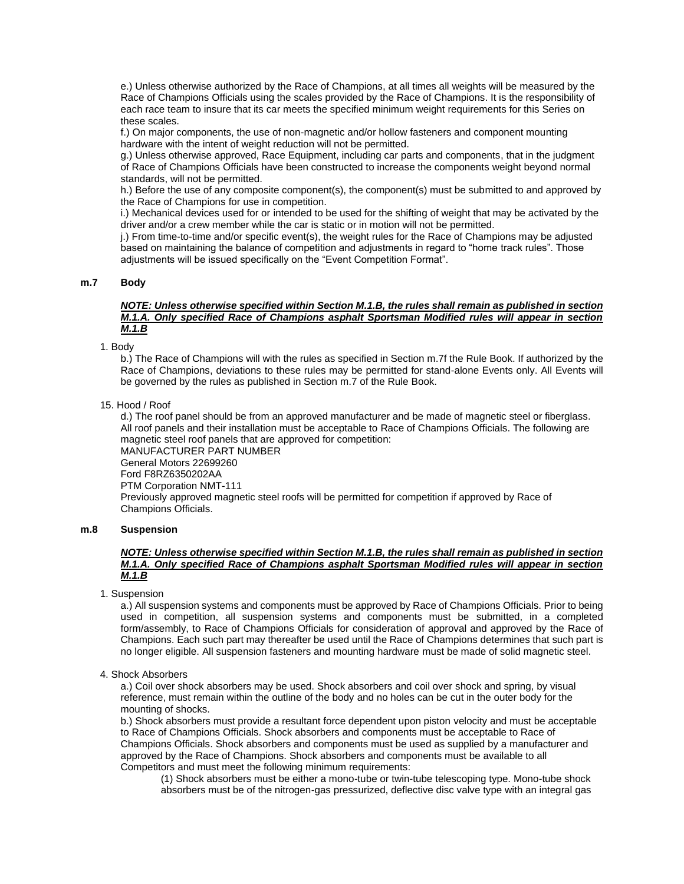e.) Unless otherwise authorized by the Race of Champions, at all times all weights will be measured by the Race of Champions Officials using the scales provided by the Race of Champions. It is the responsibility of each race team to insure that its car meets the specified minimum weight requirements for this Series on these scales.

f.) On major components, the use of non-magnetic and/or hollow fasteners and component mounting hardware with the intent of weight reduction will not be permitted.

g.) Unless otherwise approved, Race Equipment, including car parts and components, that in the judgment of Race of Champions Officials have been constructed to increase the components weight beyond normal standards, will not be permitted.

h.) Before the use of any composite component(s), the component(s) must be submitted to and approved by the Race of Champions for use in competition.

i.) Mechanical devices used for or intended to be used for the shifting of weight that may be activated by the driver and/or a crew member while the car is static or in motion will not be permitted.

j.) From time-to-time and/or specific event(s), the weight rules for the Race of Champions may be adjusted based on maintaining the balance of competition and adjustments in regard to "home track rules". Those adjustments will be issued specifically on the "Event Competition Format".

## m.7 Body

***NOTE: Unless otherwise specified within Section M.1.B, the rules shall remain as published in section M.1.A. Only specified Race of Champions asphalt Sportsman Modified rules will appear in section M.1.B***

1. Body

b.) The Race of Champions will with the rules as specified in Section m.7f the Rule Book. If authorized by the Race of Champions, deviations to these rules may be permitted for stand-alone Events only. All Events will be governed by the rules as published in Section m.7 of the Rule Book.

15. Hood / Roof

d.) The roof panel should be from an approved manufacturer and be made of magnetic steel or fiberglass. All roof panels and their installation must be acceptable to Race of Champions Officials. The following are magnetic steel roof panels that are approved for competition:

MANUFACTURER PART NUMBER

General Motors 22699260

Ford F8RZ6350202AA

PTM Corporation NMT-111

Previously approved magnetic steel roofs will be permitted for competition if approved by Race of Champions Officials.

## m.8 Suspension

***NOTE: Unless otherwise specified within Section M.1.B, the rules shall remain as published in section M.1.A. Only specified Race of Champions asphalt Sportsman Modified rules will appear in section M.1.B***

1. Suspension

a.) All suspension systems and components must be approved by Race of Champions Officials. Prior to being used in competition, all suspension systems and components must be submitted, in a completed form/assembly, to Race of Champions Officials for consideration of approval and approved by the Race of Champions. Each such part may thereafter be used until the Race of Champions determines that such part is no longer eligible. All suspension fasteners and mounting hardware must be made of solid magnetic steel.

4. Shock Absorbers

a.) Coil over shock absorbers may be used. Shock absorbers and coil over shock and spring, by visual reference, must remain within the outline of the body and no holes can be cut in the outer body for the mounting of shocks.

b.) Shock absorbers must provide a resultant force dependent upon piston velocity and must be acceptable to Race of Champions Officials. Shock absorbers and components must be acceptable to Race of Champions Officials. Shock absorbers and components must be used as supplied by a manufacturer and approved by the Race of Champions. Shock absorbers and components must be available to all Competitors and must meet the following minimum requirements:

(1) Shock absorbers must be either a mono-tube or twin-tube telescoping type. Mono-tube shock absorbers must be of the nitrogen-gas pressurized, deflective disc valve type with an integral gas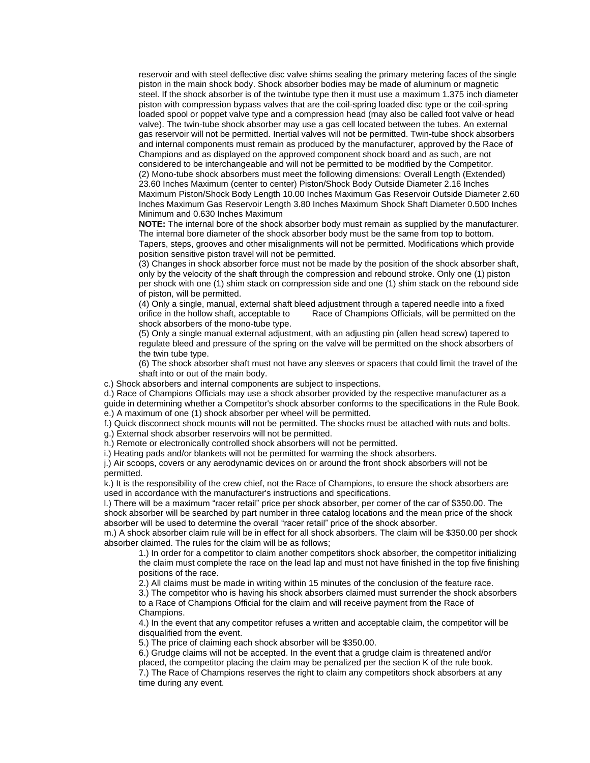reservoir and with steel deflective disc valve shims sealing the primary metering faces of the single piston in the main shock body. Shock absorber bodies may be made of aluminum or magnetic steel. If the shock absorber is of the twintube type then it must use a maximum 1.375 inch diameter piston with compression bypass valves that are the coil-spring loaded disc type or the coil-spring loaded spool or poppet valve type and a compression head (may also be called foot valve or head valve). The twin-tube shock absorber may use a gas cell located between the tubes. An external gas reservoir will not be permitted. Inertial valves will not be permitted. Twin-tube shock absorbers and internal components must remain as produced by the manufacturer, approved by the Race of Champions and as displayed on the approved component shock board and as such, are not considered to be interchangeable and will not be permitted to be modified by the Competitor.

(2) Mono-tube shock absorbers must meet the following dimensions: Overall Length (Extended) 23.60 Inches Maximum (center to center) Piston/Shock Body Outside Diameter 2.16 Inches Maximum Piston/Shock Body Length 10.00 Inches Maximum Gas Reservoir Outside Diameter 2.60 Inches Maximum Gas Reservoir Length 3.80 Inches Maximum Shock Shaft Diameter 0.500 Inches Minimum and 0.630 Inches Maximum

**NOTE:** The internal bore of the shock absorber body must remain as supplied by the manufacturer. The internal bore diameter of the shock absorber body must be the same from top to bottom. Tapers, steps, grooves and other misalignments will not be permitted. Modifications which provide position sensitive piston travel will not be permitted.

(3) Changes in shock absorber force must not be made by the position of the shock absorber shaft, only by the velocity of the shaft through the compression and rebound stroke. Only one (1) piston per shock with one (1) shim stack on compression side and one (1) shim stack on the rebound side of piston, will be permitted.

(4) Only a single, manual, external shaft bleed adjustment through a tapered needle into a fixed orifice in the hollow shaft, acceptable to Race of Champions Officials, will be permitted on the shock absorbers of the mono-tube type.

(5) Only a single manual external adjustment, with an adjusting pin (allen head screw) tapered to regulate bleed and pressure of the spring on the valve will be permitted on the shock absorbers of the twin tube type.

(6) The shock absorber shaft must not have any sleeves or spacers that could limit the travel of the shaft into or out of the main body.

c.) Shock absorbers and internal components are subject to inspections.

d.) Race of Champions Officials may use a shock absorber provided by the respective manufacturer as a guide in determining whether a Competitor's shock absorber conforms to the specifications in the Rule Book.

e.) A maximum of one (1) shock absorber per wheel will be permitted.

f.) Quick disconnect shock mounts will not be permitted. The shocks must be attached with nuts and bolts.

g.) External shock absorber reservoirs will not be permitted.

h.) Remote or electronically controlled shock absorbers will not be permitted.

i.) Heating pads and/or blankets will not be permitted for warming the shock absorbers.

j.) Air scoops, covers or any aerodynamic devices on or around the front shock absorbers will not be permitted.

k.) It is the responsibility of the crew chief, not the Race of Champions, to ensure the shock absorbers are used in accordance with the manufacturer's instructions and specifications.

l.) There will be a maximum "racer retail" price per shock absorber, per corner of the car of $350.00. The shock absorber will be searched by part number in three catalog locations and the mean price of the shock absorber will be used to determine the overall "racer retail" price of the shock absorber.

m.) A shock absorber claim rule will be in effect for all shock absorbers. The claim will be $350.00 per shock absorber claimed. The rules for the claim will be as follows;

1.) In order for a competitor to claim another competitors shock absorber, the competitor initializing the claim must complete the race on the lead lap and must not have finished in the top five finishing positions of the race.

2.) All claims must be made in writing within 15 minutes of the conclusion of the feature race.

3.) The competitor who is having his shock absorbers claimed must surrender the shock absorbers to a Race of Champions Official for the claim and will receive payment from the Race of Champions.

4.) In the event that any competitor refuses a written and acceptable claim, the competitor will be disqualified from the event.

5.) The price of claiming each shock absorber will be $350.00.

6.) Grudge claims will not be accepted. In the event that a grudge claim is threatened and/or placed, the competitor placing the claim may be penalized per the section K of the rule book.

7.) The Race of Champions reserves the right to claim any competitors shock absorbers at any time during any event.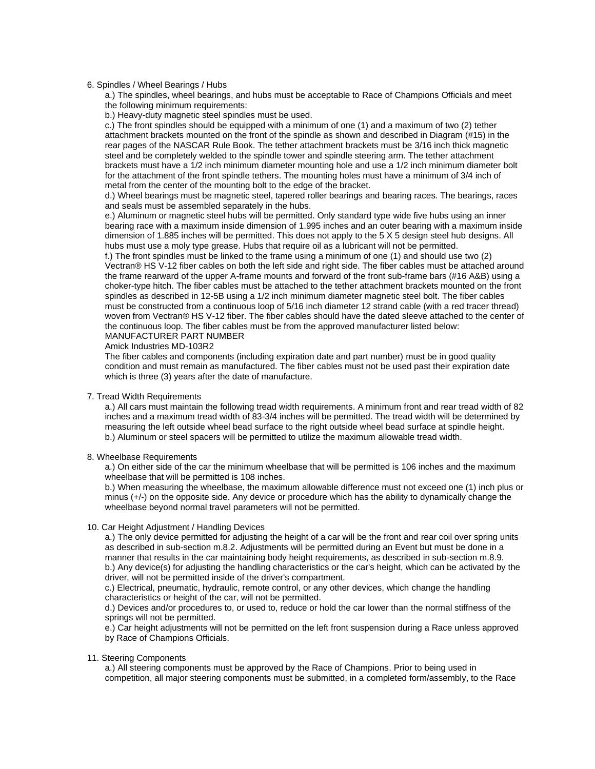6. Spindles / Wheel Bearings / Hubs

a.) The spindles, wheel bearings, and hubs must be acceptable to Race of Champions Officials and meet the following minimum requirements:

b.) Heavy-duty magnetic steel spindles must be used.

c.) The front spindles should be equipped with a minimum of one (1) and a maximum of two (2) tether attachment brackets mounted on the front of the spindle as shown and described in Diagram (#15) in the rear pages of the NASCAR Rule Book. The tether attachment brackets must be 3/16 inch thick magnetic steel and be completely welded to the spindle tower and spindle steering arm. The tether attachment brackets must have a 1/2 inch minimum diameter mounting hole and use a 1/2 inch minimum diameter bolt for the attachment of the front spindle tethers. The mounting holes must have a minimum of 3/4 inch of metal from the center of the mounting bolt to the edge of the bracket.

d.) Wheel bearings must be magnetic steel, tapered roller bearings and bearing races. The bearings, races and seals must be assembled separately in the hubs.

e.) Aluminum or magnetic steel hubs will be permitted. Only standard type wide five hubs using an inner bearing race with a maximum inside dimension of 1.995 inches and an outer bearing with a maximum inside dimension of 1.885 inches will be permitted. This does not apply to the 5 X 5 design steel hub designs. All hubs must use a moly type grease. Hubs that require oil as a lubricant will not be permitted.

f.) The front spindles must be linked to the frame using a minimum of one (1) and should use two (2) Vectran® HS V-12 fiber cables on both the left side and right side. The fiber cables must be attached around the frame rearward of the upper A-frame mounts and forward of the front sub-frame bars (#16 A&B) using a choker-type hitch. The fiber cables must be attached to the tether attachment brackets mounted on the front spindles as described in 12-5B using a 1/2 inch minimum diameter magnetic steel bolt. The fiber cables must be constructed from a continuous loop of 5/16 inch diameter 12 strand cable (with a red tracer thread) woven from Vectran® HS V-12 fiber. The fiber cables should have the dated sleeve attached to the center of the continuous loop. The fiber cables must be from the approved manufacturer listed below:

MANUFACTURER PART NUMBER

Amick Industries MD-103R2

The fiber cables and components (including expiration date and part number) must be in good quality condition and must remain as manufactured. The fiber cables must not be used past their expiration date which is three (3) years after the date of manufacture.

7. Tread Width Requirements

a.) All cars must maintain the following tread width requirements. A minimum front and rear tread width of 82 inches and a maximum tread width of 83-3/4 inches will be permitted. The tread width will be determined by measuring the left outside wheel bead surface to the right outside wheel bead surface at spindle height.

b.) Aluminum or steel spacers will be permitted to utilize the maximum allowable tread width.

8. Wheelbase Requirements

a.) On either side of the car the minimum wheelbase that will be permitted is 106 inches and the maximum wheelbase that will be permitted is 108 inches.

b.) When measuring the wheelbase, the maximum allowable difference must not exceed one (1) inch plus or minus (+/-) on the opposite side. Any device or procedure which has the ability to dynamically change the wheelbase beyond normal travel parameters will not be permitted.

10. Car Height Adjustment / Handling Devices

a.) The only device permitted for adjusting the height of a car will be the front and rear coil over spring units as described in sub-section m.8.2. Adjustments will be permitted during an Event but must be done in a manner that results in the car maintaining body height requirements, as described in sub-section m.8.9.

b.) Any device(s) for adjusting the handling characteristics or the car's height, which can be activated by the driver, will not be permitted inside of the driver's compartment.

c.) Electrical, pneumatic, hydraulic, remote control, or any other devices, which change the handling characteristics or height of the car, will not be permitted.

d.) Devices and/or procedures to, or used to, reduce or hold the car lower than the normal stiffness of the springs will not be permitted.

e.) Car height adjustments will not be permitted on the left front suspension during a Race unless approved by Race of Champions Officials.

11. Steering Components

a.) All steering components must be approved by the Race of Champions. Prior to being used in competition, all major steering components must be submitted, in a completed form/assembly, to the Race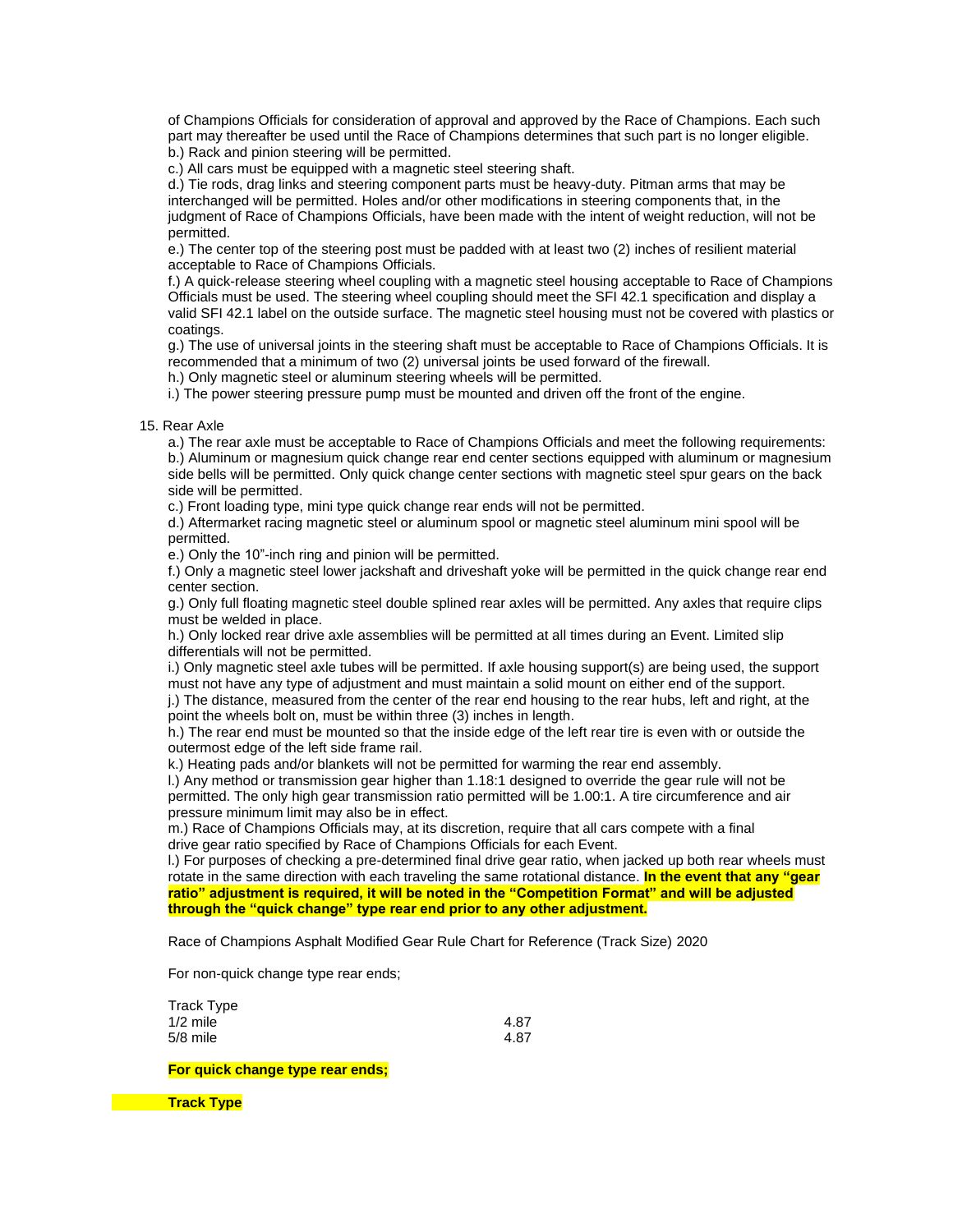of Champions Officials for consideration of approval and approved by the Race of Champions. Each such part may thereafter be used until the Race of Champions determines that such part is no longer eligible.

b.) Rack and pinion steering will be permitted.

c.) All cars must be equipped with a magnetic steel steering shaft.

d.) Tie rods, drag links and steering component parts must be heavy-duty. Pitman arms that may be interchanged will be permitted. Holes and/or other modifications in steering components that, in the judgment of Race of Champions Officials, have been made with the intent of weight reduction, will not be permitted.

e.) The center top of the steering post must be padded with at least two (2) inches of resilient material acceptable to Race of Champions Officials.

f.) A quick-release steering wheel coupling with a magnetic steel housing acceptable to Race of Champions Officials must be used. The steering wheel coupling should meet the SFI 42.1 specification and display a valid SFI 42.1 label on the outside surface. The magnetic steel housing must not be covered with plastics or coatings.

g.) The use of universal joints in the steering shaft must be acceptable to Race of Champions Officials. It is recommended that a minimum of two (2) universal joints be used forward of the firewall.

h.) Only magnetic steel or aluminum steering wheels will be permitted.

i.) The power steering pressure pump must be mounted and driven off the front of the engine.

15. Rear Axle

a.) The rear axle must be acceptable to Race of Champions Officials and meet the following requirements:

b.) Aluminum or magnesium quick change rear end center sections equipped with aluminum or magnesium side bells will be permitted. Only quick change center sections with magnetic steel spur gears on the back side will be permitted.

c.) Front loading type, mini type quick change rear ends will not be permitted.

d.) Aftermarket racing magnetic steel or aluminum spool or magnetic steel aluminum mini spool will be permitted.

e.) Only the 10"-inch ring and pinion will be permitted.

f.) Only a magnetic steel lower jackshaft and driveshaft yoke will be permitted in the quick change rear end center section.

g.) Only full floating magnetic steel double splined rear axles will be permitted. Any axles that require clips must be welded in place.

h.) Only locked rear drive axle assemblies will be permitted at all times during an Event. Limited slip differentials will not be permitted.

i.) Only magnetic steel axle tubes will be permitted. If axle housing support(s) are being used, the support must not have any type of adjustment and must maintain a solid mount on either end of the support.

j.) The distance, measured from the center of the rear end housing to the rear hubs, left and right, at the point the wheels bolt on, must be within three (3) inches in length.

h.) The rear end must be mounted so that the inside edge of the left rear tire is even with or outside the outermost edge of the left side frame rail.

k.) Heating pads and/or blankets will not be permitted for warming the rear end assembly.

l.) Any method or transmission gear higher than 1.18:1 designed to override the gear rule will not be permitted. The only high gear transmission ratio permitted will be 1.00:1. A tire circumference and air pressure minimum limit may also be in effect.

m.) Race of Champions Officials may, at its discretion, require that all cars compete with a final drive gear ratio specified by Race of Champions Officials for each Event.

l.) For purposes of checking a pre-determined final drive gear ratio, when jacked up both rear wheels must rotate in the same direction with each traveling the same rotational distance. **In the event that any "gear ratio" adjustment is required, it will be noted in the "Competition Format" and will be adjusted through the "quick change" type rear end prior to any other adjustment.**

Race of Champions Asphalt Modified Gear Rule Chart for Reference (Track Size) 2020

For non-quick change type rear ends;

| Track Type | |
|---|---|
| 1/2 mile | 4.87 |
| 5/8 mile | 4.87 |

**For quick change type rear ends;**

**Track Type**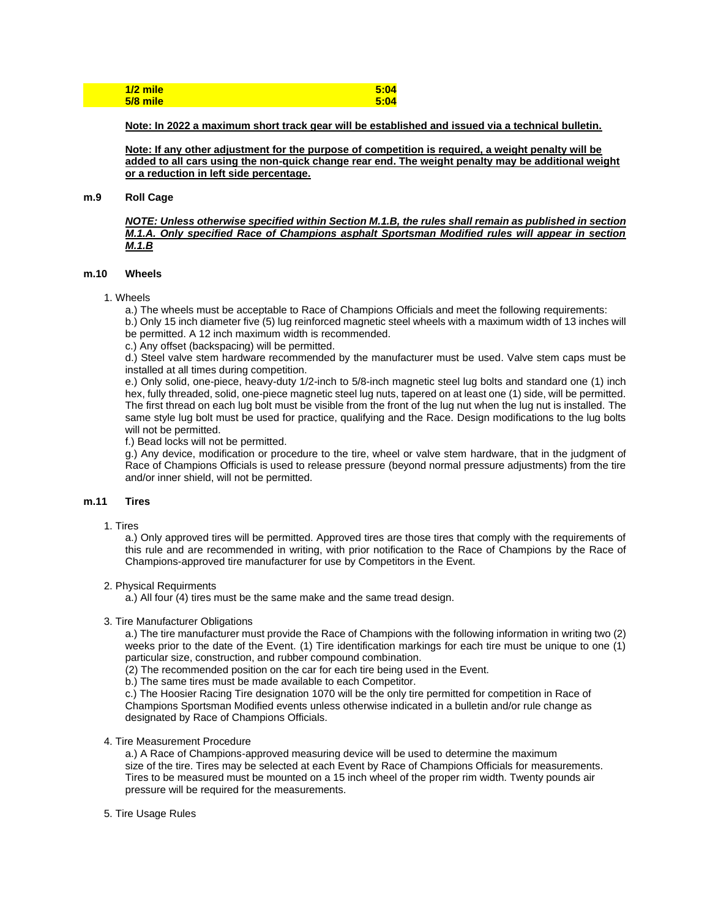| 1/2 mile | 5:04 |
| --- | --- |
| 5/8 mile | 5:04 |

**Note: In 2022 a maximum short track gear will be established and issued via a technical bulletin.**

**Note: If any other adjustment for the purpose of competition is required, a weight penalty will be added to all cars using the non-quick change rear end. The weight penalty may be additional weight or a reduction in left side percentage.**

### m.9 Roll Cage

***NOTE: Unless otherwise specified within Section M.1.B, the rules shall remain as published in section M.1.A. Only specified Race of Champions asphalt Sportsman Modified rules will appear in section M.1.B***

### m.10 Wheels

1. Wheels

a.) The wheels must be acceptable to Race of Champions Officials and meet the following requirements:

b.) Only 15 inch diameter five (5) lug reinforced magnetic steel wheels with a maximum width of 13 inches will be permitted. A 12 inch maximum width is recommended.

c.) Any offset (backspacing) will be permitted.

d.) Steel valve stem hardware recommended by the manufacturer must be used. Valve stem caps must be installed at all times during competition.

e.) Only solid, one-piece, heavy-duty 1/2-inch to 5/8-inch magnetic steel lug bolts and standard one (1) inch hex, fully threaded, solid, one-piece magnetic steel lug nuts, tapered on at least one (1) side, will be permitted. The first thread on each lug bolt must be visible from the front of the lug nut when the lug nut is installed. The same style lug bolt must be used for practice, qualifying and the Race. Design modifications to the lug bolts will not be permitted.

f.) Bead locks will not be permitted.

g.) Any device, modification or procedure to the tire, wheel or valve stem hardware, that in the judgment of Race of Champions Officials is used to release pressure (beyond normal pressure adjustments) from the tire and/or inner shield, will not be permitted.

### m.11 Tires

1. Tires

a.) Only approved tires will be permitted. Approved tires are those tires that comply with the requirements of this rule and are recommended in writing, with prior notification to the Race of Champions by the Race of Champions-approved tire manufacturer for use by Competitors in the Event.

2. Physical Requirments

a.) All four (4) tires must be the same make and the same tread design.

3. Tire Manufacturer Obligations

a.) The tire manufacturer must provide the Race of Champions with the following information in writing two (2) weeks prior to the date of the Event. (1) Tire identification markings for each tire must be unique to one (1) particular size, construction, and rubber compound combination.

(2) The recommended position on the car for each tire being used in the Event.

b.) The same tires must be made available to each Competitor.

c.) The Hoosier Racing Tire designation 1070 will be the only tire permitted for competition in Race of Champions Sportsman Modified events unless otherwise indicated in a bulletin and/or rule change as designated by Race of Champions Officials.

4. Tire Measurement Procedure

a.) A Race of Champions-approved measuring device will be used to determine the maximum size of the tire. Tires may be selected at each Event by Race of Champions Officials for measurements. Tires to be measured must be mounted on a 15 inch wheel of the proper rim width. Twenty pounds air pressure will be required for the measurements.

5. Tire Usage Rules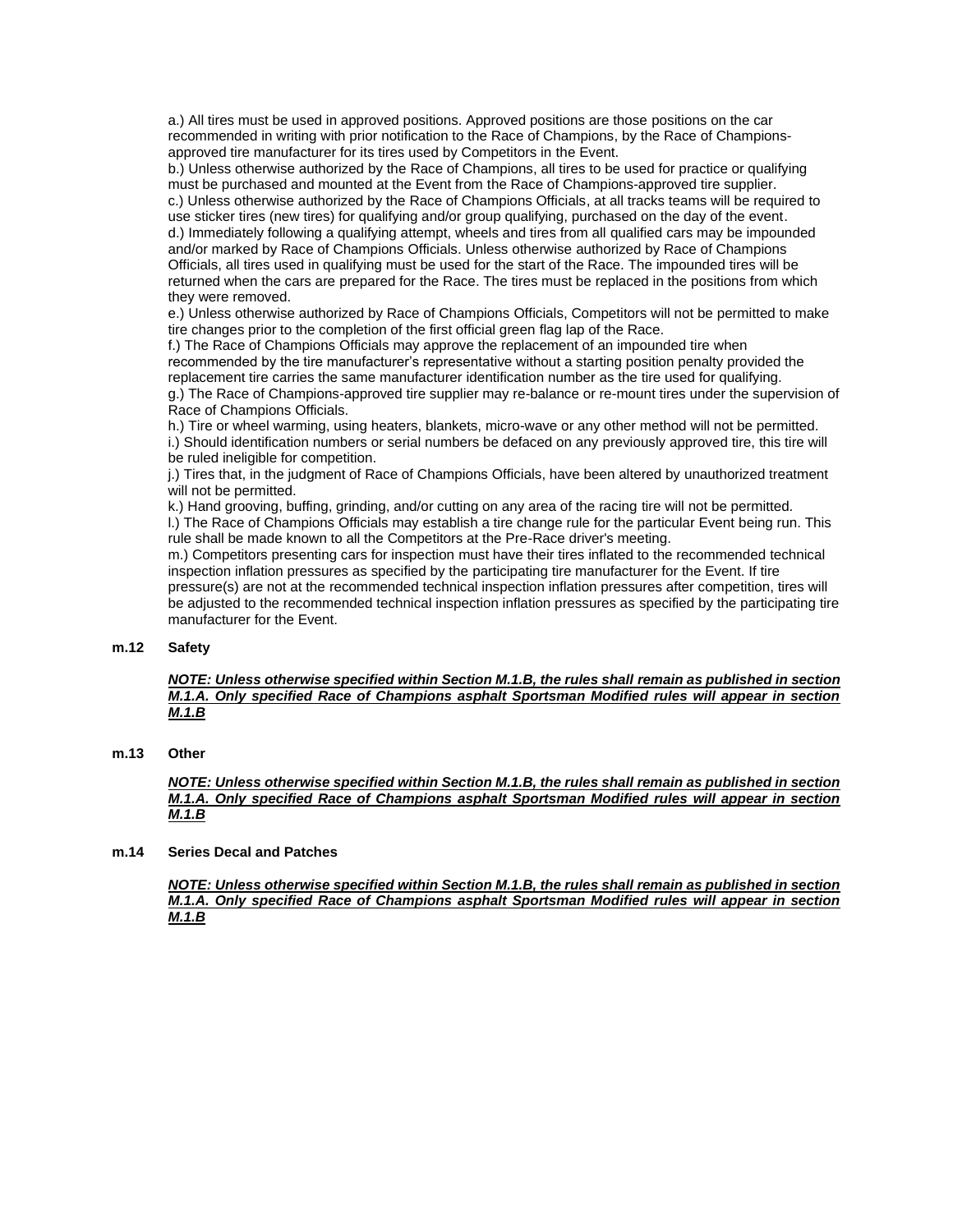a.) All tires must be used in approved positions. Approved positions are those positions on the car recommended in writing with prior notification to the Race of Champions, by the Race of Champions-approved tire manufacturer for its tires used by Competitors in the Event.
b.) Unless otherwise authorized by the Race of Champions, all tires to be used for practice or qualifying must be purchased and mounted at the Event from the Race of Champions-approved tire supplier.
c.) Unless otherwise authorized by the Race of Champions Officials, at all tracks teams will be required to use sticker tires (new tires) for qualifying and/or group qualifying, purchased on the day of the event.
d.) Immediately following a qualifying attempt, wheels and tires from all qualified cars may be impounded and/or marked by Race of Champions Officials. Unless otherwise authorized by Race of Champions Officials, all tires used in qualifying must be used for the start of the Race. The impounded tires will be returned when the cars are prepared for the Race. The tires must be replaced in the positions from which they were removed.
e.) Unless otherwise authorized by Race of Champions Officials, Competitors will not be permitted to make tire changes prior to the completion of the first official green flag lap of the Race.
f.) The Race of Champions Officials may approve the replacement of an impounded tire when recommended by the tire manufacturer's representative without a starting position penalty provided the replacement tire carries the same manufacturer identification number as the tire used for qualifying.
g.) The Race of Champions-approved tire supplier may re-balance or re-mount tires under the supervision of Race of Champions Officials.
h.) Tire or wheel warming, using heaters, blankets, micro-wave or any other method will not be permitted.
i.) Should identification numbers or serial numbers be defaced on any previously approved tire, this tire will be ruled ineligible for competition.
j.) Tires that, in the judgment of Race of Champions Officials, have been altered by unauthorized treatment will not be permitted.
k.) Hand grooving, buffing, grinding, and/or cutting on any area of the racing tire will not be permitted.
l.) The Race of Champions Officials may establish a tire change rule for the particular Event being run. This rule shall be made known to all the Competitors at the Pre-Race driver's meeting.
m.) Competitors presenting cars for inspection must have their tires inflated to the recommended technical inspection inflation pressures as specified by the participating tire manufacturer for the Event. If tire pressure(s) are not at the recommended technical inspection inflation pressures after competition, tires will be adjusted to the recommended technical inspection inflation pressures as specified by the participating tire manufacturer for the Event.

**m.12 Safety**

***NOTE: Unless otherwise specified within Section M.1.B, the rules shall remain as published in section M.1.A. Only specified Race of Champions asphalt Sportsman Modified rules will appear in section M.1.B***

**m.13 Other**

***NOTE: Unless otherwise specified within Section M.1.B, the rules shall remain as published in section M.1.A. Only specified Race of Champions asphalt Sportsman Modified rules will appear in section M.1.B***

**m.14 Series Decal and Patches**

***NOTE: Unless otherwise specified within Section M.1.B, the rules shall remain as published in section M.1.A. Only specified Race of Champions asphalt Sportsman Modified rules will appear in section M.1.B***